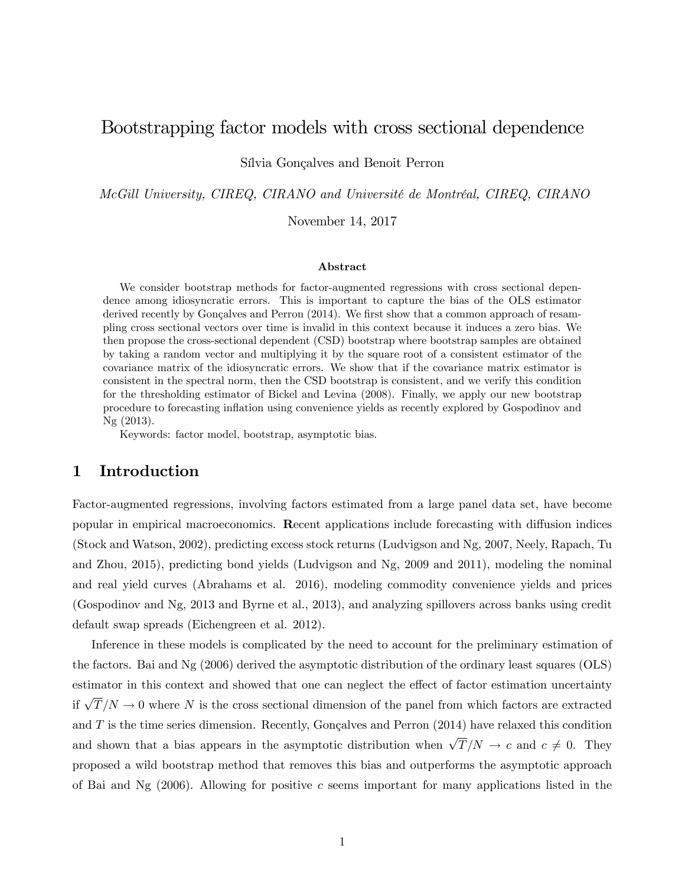# Bootstrapping factor models with cross sectional dependence

Sílvia Gonçalves and Benoit Perron

*McGill University, CIREQ, CIRANO and Université de Montréal, CIREQ, CIRANO*

November 14, 2017

### Abstract

We consider bootstrap methods for factor-augmented regressions with cross sectional dependence among idiosyncratic errors. This is important to capture the bias of the OLS estimator derived recently by Gonçalves and Perron (2014). We first show that a common approach of resampling cross sectional vectors over time is invalid in this context because it induces a zero bias. We then propose the cross-sectional dependent (CSD) bootstrap where bootstrap samples are obtained by taking a random vector and multiplying it by the square root of a consistent estimator of the covariance matrix of the idiosyncratic errors. We show that if the covariance matrix estimator is consistent in the spectral norm, then the CSD bootstrap is consistent, and we verify this condition for the thresholding estimator of Bickel and Levina (2008). Finally, we apply our new bootstrap procedure to forecasting inflation using convenience yields as recently explored by Gospodinov and Ng (2013).

Keywords: factor model, bootstrap, asymptotic bias.

## 1 Introduction

Factor-augmented regressions, involving factors estimated from a large panel data set, have become popular in empirical macroeconomics. **R**ecent applications include forecasting with diffusion indices (Stock and Watson, 2002), predicting excess stock returns (Ludvigson and Ng, 2007, Neely, Rapach, Tu and Zhou, 2015), predicting bond yields (Ludvigson and Ng, 2009 and 2011), modeling the nominal and real yield curves (Abrahams et al. 2016), modeling commodity convenience yields and prices (Gospodinov and Ng, 2013 and Byrne et al., 2013), and analyzing spillovers across banks using credit default swap spreads (Eichengreen et al. 2012).

Inference in these models is complicated by the need to account for the preliminary estimation of the factors. Bai and Ng (2006) derived the asymptotic distribution of the ordinary least squares (OLS) estimator in this context and showed that one can neglect the effect of factor estimation uncertainty if $\sqrt{T}/N \to 0$ where $N$ is the cross sectional dimension of the panel from which factors are extracted and $T$ is the time series dimension. Recently, Gonçalves and Perron (2014) have relaxed this condition and shown that a bias appears in the asymptotic distribution when $\sqrt{T}/N \to c$ and $c \neq 0$. They proposed a wild bootstrap method that removes this bias and outperforms the asymptotic approach of Bai and Ng (2006). Allowing for positive $c$ seems important for many applications listed in the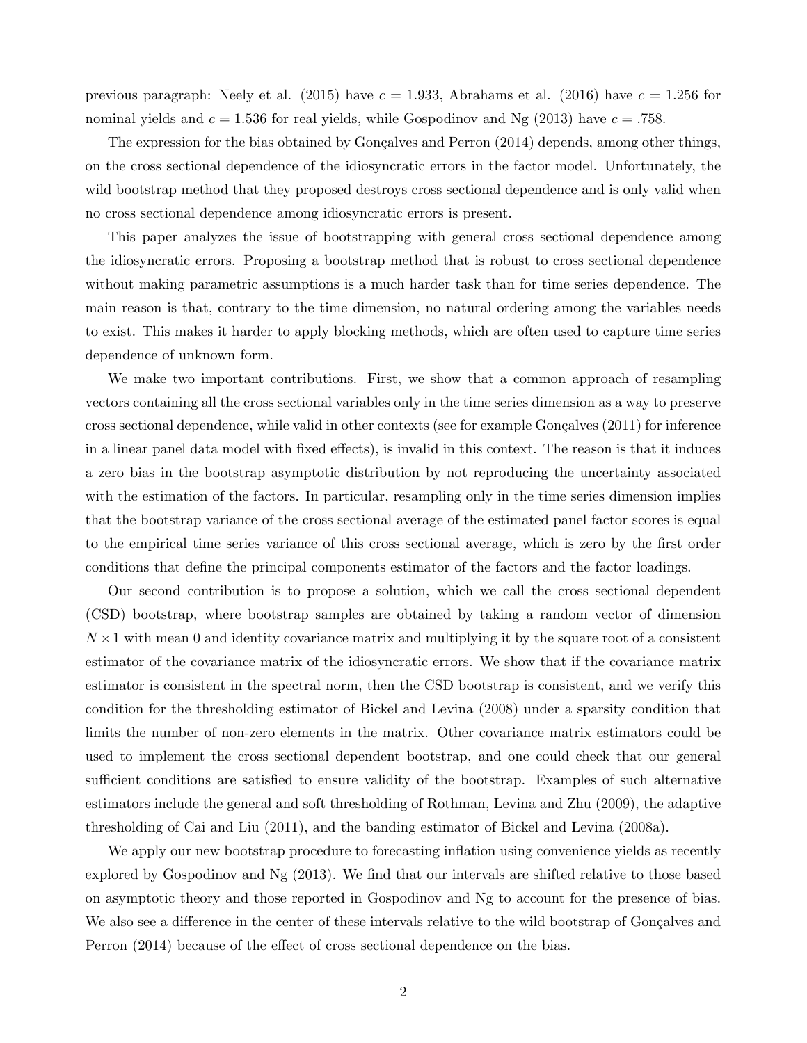previous paragraph: Neely et al. (2015) have $c = 1.933$, Abrahams et al. (2016) have $c = 1.256$ for nominal yields and $c = 1.536$ for real yields, while Gospodinov and Ng (2013) have $c = .758$.

The expression for the bias obtained by Gonçalves and Perron (2014) depends, among other things, on the cross sectional dependence of the idiosyncratic errors in the factor model. Unfortunately, the wild bootstrap method that they proposed destroys cross sectional dependence and is only valid when no cross sectional dependence among idiosyncratic errors is present.

This paper analyzes the issue of bootstrapping with general cross sectional dependence among the idiosyncratic errors. Proposing a bootstrap method that is robust to cross sectional dependence without making parametric assumptions is a much harder task than for time series dependence. The main reason is that, contrary to the time dimension, no natural ordering among the variables needs to exist. This makes it harder to apply blocking methods, which are often used to capture time series dependence of unknown form.

We make two important contributions. First, we show that a common approach of resampling vectors containing all the cross sectional variables only in the time series dimension as a way to preserve cross sectional dependence, while valid in other contexts (see for example Gonçalves (2011) for inference in a linear panel data model with fixed effects), is invalid in this context. The reason is that it induces a zero bias in the bootstrap asymptotic distribution by not reproducing the uncertainty associated with the estimation of the factors. In particular, resampling only in the time series dimension implies that the bootstrap variance of the cross sectional average of the estimated panel factor scores is equal to the empirical time series variance of this cross sectional average, which is zero by the first order conditions that define the principal components estimator of the factors and the factor loadings.

Our second contribution is to propose a solution, which we call the cross sectional dependent (CSD) bootstrap, where bootstrap samples are obtained by taking a random vector of dimension $N \times 1$ with mean 0 and identity covariance matrix and multiplying it by the square root of a consistent estimator of the covariance matrix of the idiosyncratic errors. We show that if the covariance matrix estimator is consistent in the spectral norm, then the CSD bootstrap is consistent, and we verify this condition for the thresholding estimator of Bickel and Levina (2008) under a sparsity condition that limits the number of non-zero elements in the matrix. Other covariance matrix estimators could be used to implement the cross sectional dependent bootstrap, and one could check that our general sufficient conditions are satisfied to ensure validity of the bootstrap. Examples of such alternative estimators include the general and soft thresholding of Rothman, Levina and Zhu (2009), the adaptive thresholding of Cai and Liu (2011), and the banding estimator of Bickel and Levina (2008a).

We apply our new bootstrap procedure to forecasting inflation using convenience yields as recently explored by Gospodinov and Ng (2013). We find that our intervals are shifted relative to those based on asymptotic theory and those reported in Gospodinov and Ng to account for the presence of bias. We also see a difference in the center of these intervals relative to the wild bootstrap of Gonçalves and Perron (2014) because of the effect of cross sectional dependence on the bias.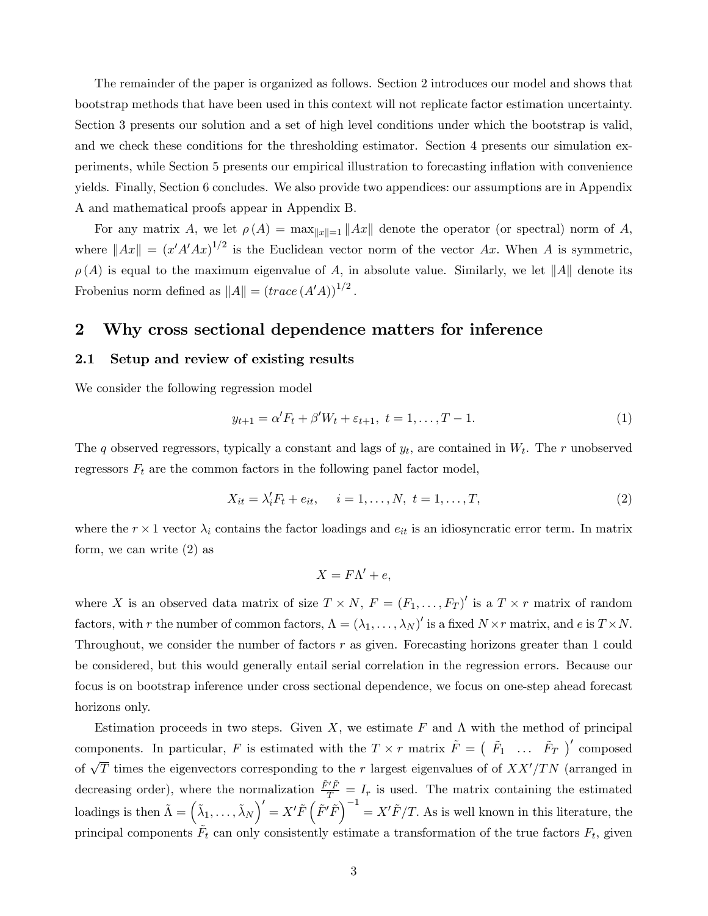The remainder of the paper is organized as follows. Section 2 introduces our model and shows that bootstrap methods that have been used in this context will not replicate factor estimation uncertainty. Section 3 presents our solution and a set of high level conditions under which the bootstrap is valid, and we check these conditions for the thresholding estimator. Section 4 presents our simulation experiments, while Section 5 presents our empirical illustration to forecasting inflation with convenience yields. Finally, Section 6 concludes. We also provide two appendices: our assumptions are in Appendix A and mathematical proofs appear in Appendix B.

For any matrix $A$, we let $\rho(A) = \max_{\|x\|=1} \|Ax\|$ denote the operator (or spectral) norm of $A$, where $\|Ax\| = (x'A'Ax)^{1/2}$ is the Euclidean vector norm of the vector $Ax$. When $A$ is symmetric, $\rho(A)$ is equal to the maximum eigenvalue of $A$, in absolute value. Similarly, we let $\|A\|$ denote its Frobenius norm defined as $\|A\| = (trace(A'A))^{1/2}$.

## 2 Why cross sectional dependence matters for inference

### 2.1 Setup and review of existing results

We consider the following regression model

$$y_{t+1} = \alpha' F_t + \beta' W_t + \varepsilon_{t+1},\ t = 1, \ldots, T-1. \tag{1}$$

The $q$ observed regressors, typically a constant and lags of $y_t$, are contained in $W_t$. The $r$ unobserved regressors $F_t$ are the common factors in the following panel factor model,

$$X_{it} = \lambda_i' F_t + e_{it}, \quad i = 1, \ldots, N,\ t = 1, \ldots, T, \tag{2}$$

where the $r \times 1$ vector $\lambda_i$ contains the factor loadings and $e_{it}$ is an idiosyncratic error term. In matrix form, we can write (2) as

$$X = F\Lambda' + e,$$

where $X$ is an observed data matrix of size $T \times N$, $F = (F_1, \ldots, F_T)'$ is a $T \times r$ matrix of random factors, with $r$ the number of common factors, $\Lambda = (\lambda_1, \ldots, \lambda_N)'$ is a fixed $N \times r$ matrix, and $e$ is $T \times N$. Throughout, we consider the number of factors $r$ as given. Forecasting horizons greater than 1 could be considered, but this would generally entail serial correlation in the regression errors. Because our focus is on bootstrap inference under cross sectional dependence, we focus on one-step ahead forecast horizons only.

Estimation proceeds in two steps. Given $X$, we estimate $F$ and $\Lambda$ with the method of principal components. In particular, $F$ is estimated with the $T \times r$ matrix $\tilde{F} = \begin{pmatrix} \tilde{F}_1 & \ldots & \tilde{F}_T \end{pmatrix}'$ composed of $\sqrt{T}$ times the eigenvectors corresponding to the $r$ largest eigenvalues of of $XX'/TN$ (arranged in decreasing order), where the normalization $\frac{\tilde{F}'\tilde{F}}{T} = I_r$ is used. The matrix containing the estimated loadings is then $\tilde{\Lambda} = \left(\tilde{\lambda}_1, \ldots, \tilde{\lambda}_N\right)' = X'\tilde{F}\left(\tilde{F}'\tilde{F}\right)^{-1} = X'\tilde{F}/T$. As is well known in this literature, the principal components $\tilde{F}_t$ can only consistently estimate a transformation of the true factors $F_t$, given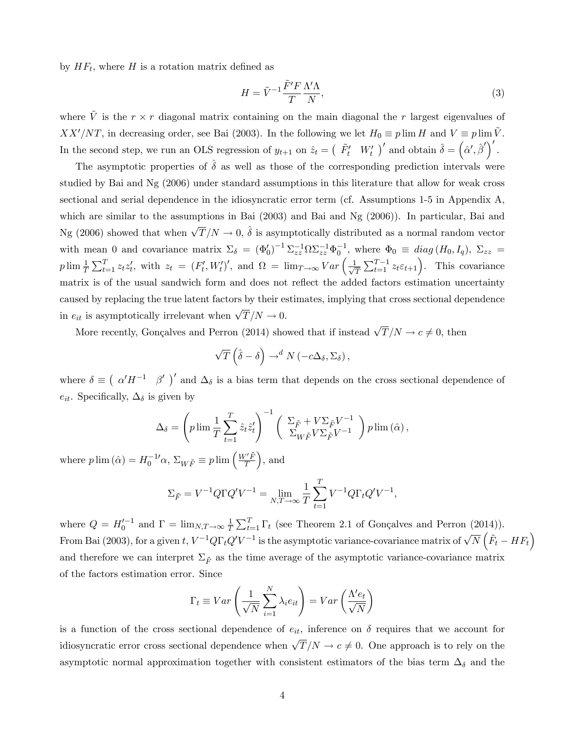by $HF_t$, where $H$ is a rotation matrix defined as

$$H = \tilde{V}^{-1} \frac{\tilde{F}'F}{T} \frac{\Lambda'\Lambda}{N}, \tag{3}$$

where $\tilde{V}$ is the $r \times r$ diagonal matrix containing on the main diagonal the $r$ largest eigenvalues of $XX'/NT$, in decreasing order, see Bai (2003). In the following we let $H_0 \equiv p\lim H$ and $V \equiv p\lim \tilde{V}$. In the second step, we run an OLS regression of $y_{t+1}$ on $\hat{z}_t = \begin{pmatrix} \tilde{F}_t' & W_t' \end{pmatrix}'$ and obtain $\hat{\delta} = \left(\hat{\alpha}', \hat{\beta}'\right)'$.

The asymptotic properties of $\hat{\delta}$ as well as those of the corresponding prediction intervals were studied by Bai and Ng (2006) under standard assumptions in this literature that allow for weak cross sectional and serial dependence in the idiosyncratic error term (cf. Assumptions 1-5 in Appendix A, which are similar to the assumptions in Bai (2003) and Bai and Ng (2006)). In particular, Bai and Ng (2006) showed that when $\sqrt{T}/N \to 0$, $\hat{\delta}$ is asymptotically distributed as a normal random vector with mean 0 and covariance matrix $\Sigma_\delta = (\Phi_0')^{-1} \Sigma_{zz}^{-1} \Omega \Sigma_{zz}^{-1} \Phi_0^{-1}$, where $\Phi_0 \equiv diag(H_0, I_q)$, $\Sigma_{zz} = p\lim \frac{1}{T} \sum_{t=1}^T z_t z_t'$, with $z_t = (F_t', W_t')'$, and $\Omega = \lim_{T\to\infty} Var\left(\frac{1}{\sqrt{T}} \sum_{t=1}^{T-1} z_t \varepsilon_{t+1}\right)$. This covariance matrix is of the usual sandwich form and does not reflect the added factors estimation uncertainty caused by replacing the true latent factors by their estimates, implying that cross sectional dependence in $e_{it}$ is asymptotically irrelevant when $\sqrt{T}/N \to 0$.

More recently, Gonçalves and Perron (2014) showed that if instead $\sqrt{T}/N \to c \neq 0$, then

$$\sqrt{T}\left(\hat{\delta} - \delta\right) \to^d N\left(-c\Delta_\delta, \Sigma_\delta\right),$$

where $\delta \equiv \begin{pmatrix} \alpha' H^{-1} & \beta' \end{pmatrix}'$ and $\Delta_\delta$ is a bias term that depends on the cross sectional dependence of $e_{it}$. Specifically, $\Delta_\delta$ is given by

$$\Delta_\delta = \left(p\lim \frac{1}{T} \sum_{t=1}^T \hat{z}_t \hat{z}_t'\right)^{-1} \begin{pmatrix} \Sigma_{\tilde{F}} + V\Sigma_{\tilde{F}} V^{-1} \\ \Sigma_{W\tilde{F}} V \Sigma_{\tilde{F}} V^{-1} \end{pmatrix} p\lim\left(\hat{\alpha}\right),$$

where $p\lim(\hat{\alpha}) = H_0^{-1\prime}\alpha$, $\Sigma_{W\tilde{F}} \equiv p\lim\left(\frac{W'\tilde{F}}{T}\right)$, and

$$\Sigma_{\tilde{F}} = V^{-1} Q \Gamma Q' V^{-1} = \lim_{N,T\to\infty} \frac{1}{T} \sum_{t=1}^T V^{-1} Q \Gamma_t Q' V^{-1},$$

where $Q = H_0'^{-1}$ and $\Gamma = \lim_{N,T\to\infty} \frac{1}{T} \sum_{t=1}^T \Gamma_t$ (see Theorem 2.1 of Gonçalves and Perron (2014)). From Bai (2003), for a given $t$, $V^{-1} Q \Gamma_t Q' V^{-1}$ is the asymptotic variance-covariance matrix of $\sqrt{N}\left(\tilde{F}_t - HF_t\right)$ and therefore we can interpret $\Sigma_{\tilde{F}}$ as the time average of the asymptotic variance-covariance matrix of the factors estimation error. Since

$$\Gamma_t \equiv Var\left(\frac{1}{\sqrt{N}} \sum_{i=1}^N \lambda_i e_{it}\right) = Var\left(\frac{\Lambda' e_t}{\sqrt{N}}\right)$$

is a function of the cross sectional dependence of $e_{it}$, inference on $\delta$ requires that we account for idiosyncratic error cross sectional dependence when $\sqrt{T}/N \to c \neq 0$. One approach is to rely on the asymptotic normal approximation together with consistent estimators of the bias term $\Delta_\delta$ and the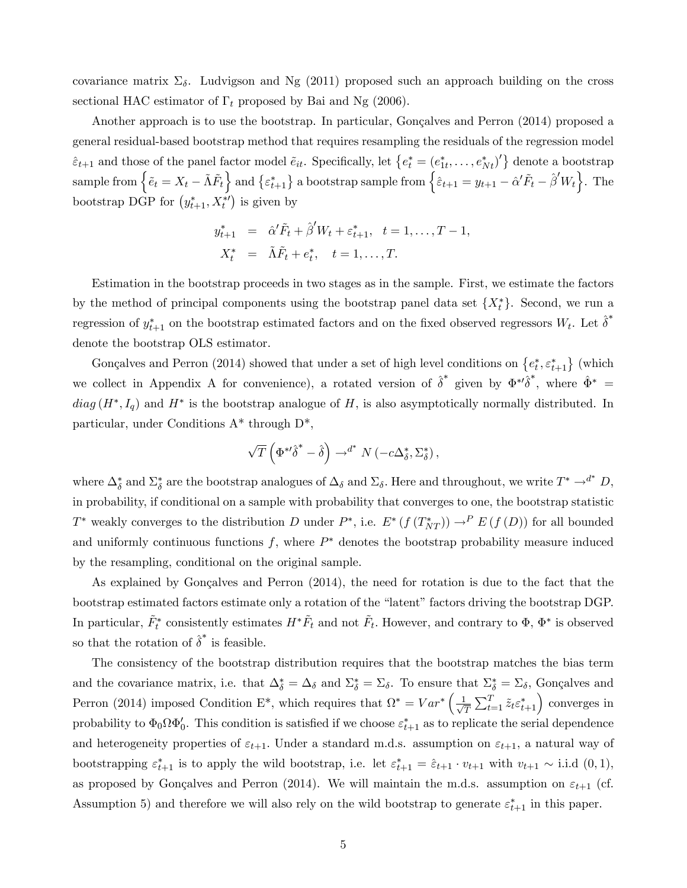covariance matrix $\Sigma_\delta$. Ludvigson and Ng (2011) proposed such an approach building on the cross sectional HAC estimator of $\Gamma_t$ proposed by Bai and Ng (2006).

Another approach is to use the bootstrap. In particular, Gonçalves and Perron (2014) proposed a general residual-based bootstrap method that requires resampling the residuals of the regression model $\hat{\varepsilon}_{t+1}$ and those of the panel factor model $\tilde{e}_{it}$. Specifically, let $\left\{e_t^* = (e_{1t}^*, \ldots, e_{Nt}^*)'\right\}$ denote a bootstrap sample from $\left\{\tilde{e}_t = X_t - \tilde{\Lambda}\tilde{F}_t\right\}$ and $\left\{\varepsilon_{t+1}^*\right\}$ a bootstrap sample from $\left\{\hat{\varepsilon}_{t+1} = y_{t+1} - \hat{\alpha}'\tilde{F}_t - \hat{\beta}'W_t\right\}$. The bootstrap DGP for $\left(y_{t+1}^*, X_t^{*\prime}\right)$ is given by

$$
\begin{aligned}
y_{t+1}^* &= \hat{\alpha}'\tilde{F}_t + \hat{\beta}'W_t + \varepsilon_{t+1}^*, \quad t = 1, \ldots, T-1, \\
X_t^* &= \tilde{\Lambda}\tilde{F}_t + e_t^*, \quad t = 1, \ldots, T.
\end{aligned}
$$

Estimation in the bootstrap proceeds in two stages as in the sample. First, we estimate the factors by the method of principal components using the bootstrap panel data set $\{X_t^*\}$. Second, we run a regression of $y_{t+1}^*$ on the bootstrap estimated factors and on the fixed observed regressors $W_t$. Let $\hat{\delta}^*$ denote the bootstrap OLS estimator.

Gonçalves and Perron (2014) showed that under a set of high level conditions on $\left\{e_t^*, \varepsilon_{t+1}^*\right\}$ (which we collect in Appendix A for convenience), a rotated version of $\hat{\delta}^*$ given by $\Phi^{*\prime}\hat{\delta}^*$, where $\hat{\Phi}^* = diag\left(H^*, I_q\right)$ and $H^*$ is the bootstrap analogue of $H$, is also asymptotically normally distributed. In particular, under Conditions A$^*$ through D$^*$,

$$
\sqrt{T}\left(\Phi^{*\prime}\hat{\delta}^* - \hat{\delta}\right) \rightarrow^{d^*} N\left(-c\Delta_\delta^*, \Sigma_\delta^*\right),
$$

where $\Delta_\delta^*$ and $\Sigma_\delta^*$ are the bootstrap analogues of $\Delta_\delta$ and $\Sigma_\delta$. Here and throughout, we write $T^* \rightarrow^{d^*} D$, in probability, if conditional on a sample with probability that converges to one, the bootstrap statistic $T^*$ weakly converges to the distribution $D$ under $P^*$, i.e. $E^*\left(f\left(T_{NT}^*\right)\right) \rightarrow^P E\left(f\left(D\right)\right)$ for all bounded and uniformly continuous functions $f$, where $P^*$ denotes the bootstrap probability measure induced by the resampling, conditional on the original sample.

As explained by Gonçalves and Perron (2014), the need for rotation is due to the fact that the bootstrap estimated factors estimate only a rotation of the "latent" factors driving the bootstrap DGP. In particular, $\tilde{F}_t^*$ consistently estimates $H^*\tilde{F}_t$ and not $\tilde{F}_t$. However, and contrary to $\Phi$, $\Phi^*$ is observed so that the rotation of $\hat{\delta}^*$ is feasible.

The consistency of the bootstrap distribution requires that the bootstrap matches the bias term and the covariance matrix, i.e. that $\Delta_\delta^* = \Delta_\delta$ and $\Sigma_\delta^* = \Sigma_\delta$. To ensure that $\Sigma_\delta^* = \Sigma_\delta$, Gonçalves and Perron (2014) imposed Condition E$^*$, which requires that $\Omega^* = Var^*\left(\frac{1}{\sqrt{T}}\sum_{t=1}^{T}\tilde{z}_t\varepsilon_{t+1}^*\right)$ converges in probability to $\Phi_0\Omega\Phi_0'$. This condition is satisfied if we choose $\varepsilon_{t+1}^*$ as to replicate the serial dependence and heterogeneity properties of $\varepsilon_{t+1}$. Under a standard m.d.s. assumption on $\varepsilon_{t+1}$, a natural way of bootstrapping $\varepsilon_{t+1}^*$ is to apply the wild bootstrap, i.e. let $\varepsilon_{t+1}^* = \hat{\varepsilon}_{t+1} \cdot v_{t+1}$ with $v_{t+1} \sim$ i.i.d $(0, 1)$, as proposed by Gonçalves and Perron (2014). We will maintain the m.d.s. assumption on $\varepsilon_{t+1}$ (cf. Assumption 5) and therefore we will also rely on the wild bootstrap to generate $\varepsilon_{t+1}^*$ in this paper.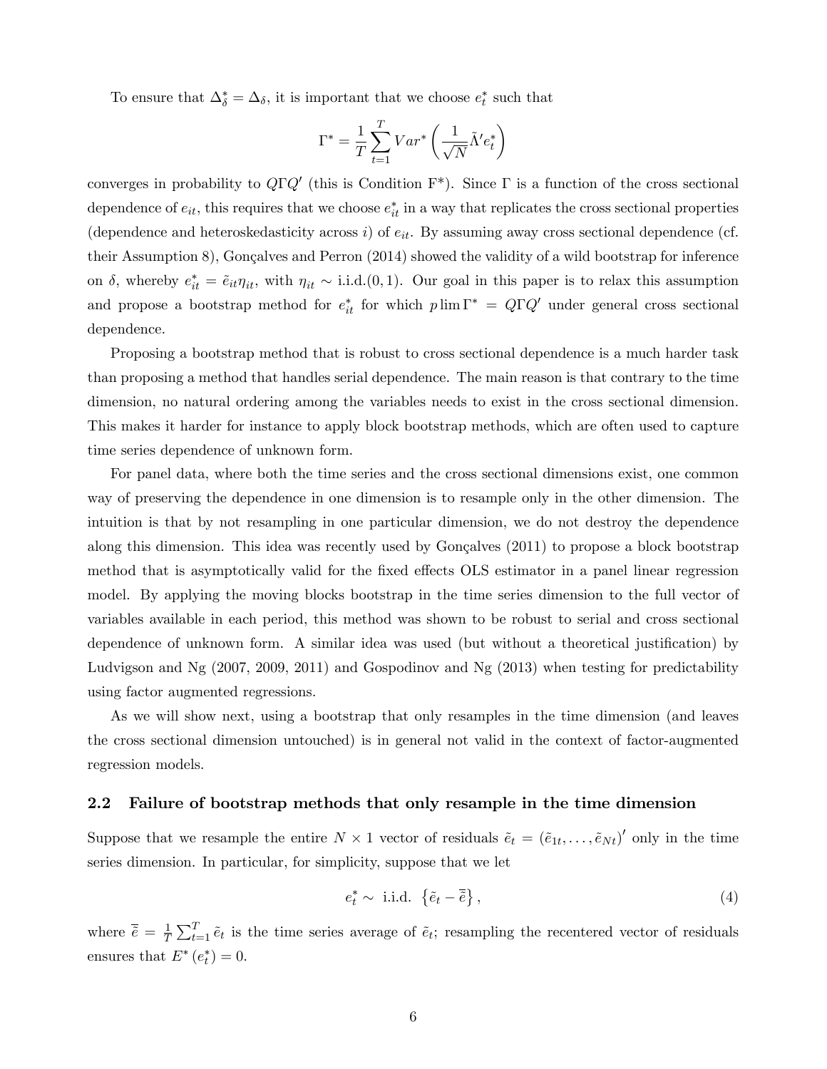To ensure that $\Delta_\delta^* = \Delta_\delta$, it is important that we choose $e_t^*$ such that

$$\Gamma^* = \frac{1}{T}\sum_{t=1}^{T} Var^*\left(\frac{1}{\sqrt{N}}\tilde{\Lambda}' e_t^*\right)$$

converges in probability to $Q\Gamma Q'$ (this is Condition F*). Since $\Gamma$ is a function of the cross sectional dependence of $e_{it}$, this requires that we choose $e_{it}^*$ in a way that replicates the cross sectional properties (dependence and heteroskedasticity across $i$) of $e_{it}$. By assuming away cross sectional dependence (cf. their Assumption 8), Gonçalves and Perron (2014) showed the validity of a wild bootstrap for inference on $\delta$, whereby $e_{it}^* = \tilde{e}_{it}\eta_{it}$, with $\eta_{it} \sim$ i.i.d.$(0,1)$. Our goal in this paper is to relax this assumption and propose a bootstrap method for $e_{it}^*$ for which $p\lim \Gamma^* = Q\Gamma Q'$ under general cross sectional dependence.

Proposing a bootstrap method that is robust to cross sectional dependence is a much harder task than proposing a method that handles serial dependence. The main reason is that contrary to the time dimension, no natural ordering among the variables needs to exist in the cross sectional dimension. This makes it harder for instance to apply block bootstrap methods, which are often used to capture time series dependence of unknown form.

For panel data, where both the time series and the cross sectional dimensions exist, one common way of preserving the dependence in one dimension is to resample only in the other dimension. The intuition is that by not resampling in one particular dimension, we do not destroy the dependence along this dimension. This idea was recently used by Gonçalves (2011) to propose a block bootstrap method that is asymptotically valid for the fixed effects OLS estimator in a panel linear regression model. By applying the moving blocks bootstrap in the time series dimension to the full vector of variables available in each period, this method was shown to be robust to serial and cross sectional dependence of unknown form. A similar idea was used (but without a theoretical justification) by Ludvigson and Ng (2007, 2009, 2011) and Gospodinov and Ng (2013) when testing for predictability using factor augmented regressions.

As we will show next, using a bootstrap that only resamples in the time dimension (and leaves the cross sectional dimension untouched) is in general not valid in the context of factor-augmented regression models.

## 2.2 Failure of bootstrap methods that only resample in the time dimension

Suppose that we resample the entire $N \times 1$ vector of residuals $\tilde{e}_t = (\tilde{e}_{1t}, \ldots, \tilde{e}_{Nt})'$ only in the time series dimension. In particular, for simplicity, suppose that we let

$$e_t^* \sim \text{ i.i.d. } \left\{\tilde{e}_t - \bar{\tilde{e}}\right\}, \tag{4}$$

where $\bar{\tilde{e}} = \frac{1}{T}\sum_{t=1}^{T}\tilde{e}_t$ is the time series average of $\tilde{e}_t$; resampling the recentered vector of residuals ensures that $E^*(e_t^*) = 0$.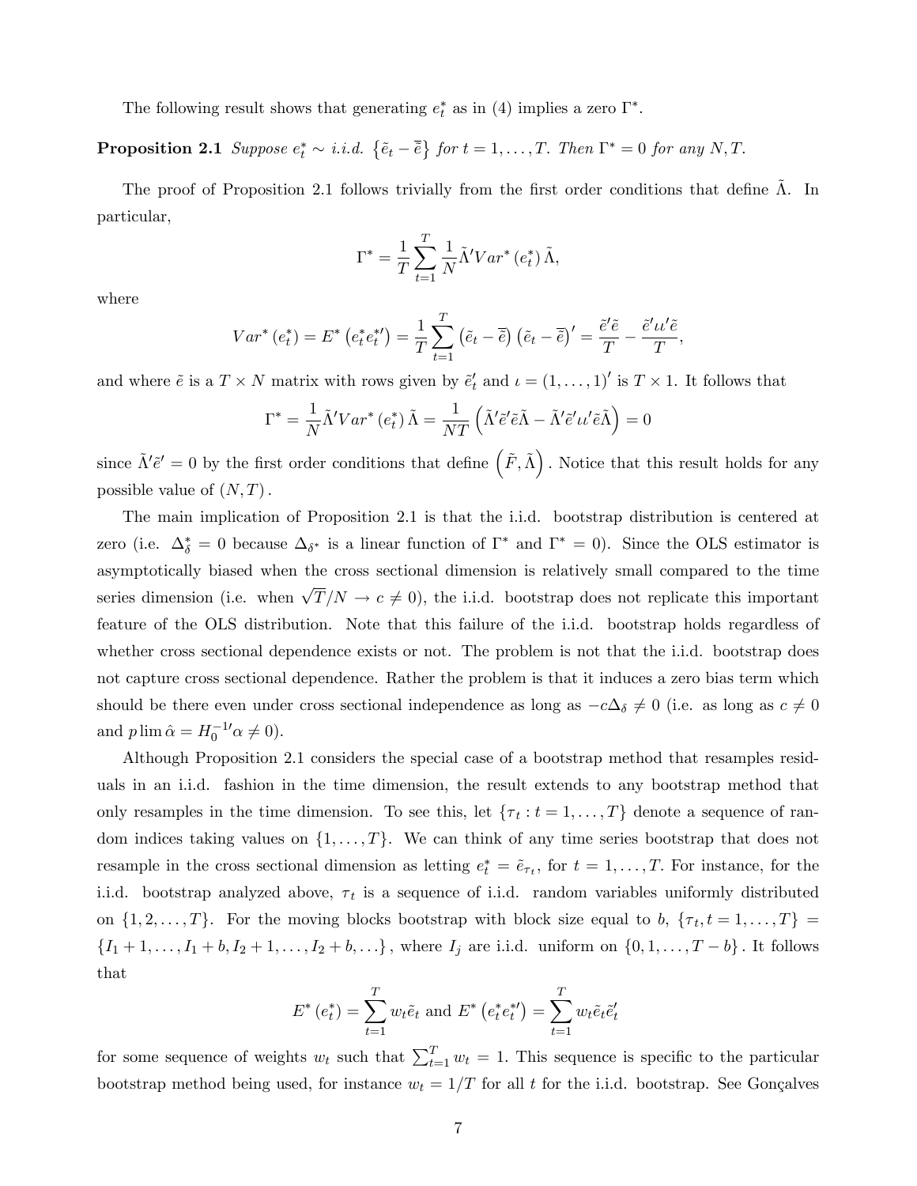The following result shows that generating $e_t^*$ as in (4) implies a zero $\Gamma^*$.

**Proposition 2.1** *Suppose $e_t^* \sim$ i.i.d. $\left\{\tilde{e}_t - \bar{\tilde{e}}\right\}$ for $t = 1, \ldots, T$. Then $\Gamma^* = 0$ for any $N, T$.*

The proof of Proposition 2.1 follows trivially from the first order conditions that define $\tilde{\Lambda}$. In particular,

$$\Gamma^* = \frac{1}{T}\sum_{t=1}^{T} \frac{1}{N}\tilde{\Lambda}' Var^*\left(e_t^*\right)\tilde{\Lambda},$$

where

$$Var^*\left(e_t^*\right) = E^*\left(e_t^* e_t^{*\prime}\right) = \frac{1}{T}\sum_{t=1}^{T}\left(\tilde{e}_t - \bar{\tilde{e}}\right)\left(\tilde{e}_t - \bar{\tilde{e}}\right)' = \frac{\tilde{e}'\tilde{e}}{T} - \frac{\tilde{e}'\iota\iota'\tilde{e}}{T},$$

and where $\tilde{e}$ is a $T \times N$ matrix with rows given by $\tilde{e}_t'$ and $\iota = (1, \ldots, 1)'$ is $T \times 1$. It follows that

$$\Gamma^* = \frac{1}{N}\tilde{\Lambda}' Var^*\left(e_t^*\right)\tilde{\Lambda} = \frac{1}{NT}\left(\tilde{\Lambda}'\tilde{e}'\tilde{e}\tilde{\Lambda} - \tilde{\Lambda}'\tilde{e}'\iota\iota'\tilde{e}\tilde{\Lambda}\right) = 0$$

since $\tilde{\Lambda}'\tilde{e}' = 0$ by the first order conditions that define $\left(\tilde{F}, \tilde{\Lambda}\right)$. Notice that this result holds for any possible value of $(N, T)$.

The main implication of Proposition 2.1 is that the i.i.d. bootstrap distribution is centered at zero (i.e. $\Delta_\delta^* = 0$ because $\Delta_{\delta^*}$ is a linear function of $\Gamma^*$ and $\Gamma^* = 0$). Since the OLS estimator is asymptotically biased when the cross sectional dimension is relatively small compared to the time series dimension (i.e. when $\sqrt{T}/N \to c \neq 0$), the i.i.d. bootstrap does not replicate this important feature of the OLS distribution. Note that this failure of the i.i.d. bootstrap holds regardless of whether cross sectional dependence exists or not. The problem is not that the i.i.d. bootstrap does not capture cross sectional dependence. Rather the problem is that it induces a zero bias term which should be there even under cross sectional independence as long as $-c\Delta_\delta \neq 0$ (i.e. as long as $c \neq 0$ and $p\lim \hat{\alpha} = H_0^{-1\prime}\alpha \neq 0$).

Although Proposition 2.1 considers the special case of a bootstrap method that resamples residuals in an i.i.d. fashion in the time dimension, the result extends to any bootstrap method that only resamples in the time dimension. To see this, let $\{\tau_t : t = 1, \ldots, T\}$ denote a sequence of random indices taking values on $\{1, \ldots, T\}$. We can think of any time series bootstrap that does not resample in the cross sectional dimension as letting $e_t^* = \tilde{e}_{\tau_t}$, for $t = 1, \ldots, T$. For instance, for the i.i.d. bootstrap analyzed above, $\tau_t$ is a sequence of i.i.d. random variables uniformly distributed on $\{1, 2, \ldots, T\}$. For the moving blocks bootstrap with block size equal to $b$, $\{\tau_t, t = 1, \ldots, T\} = \{I_1 + 1, \ldots, I_1 + b, I_2 + 1, \ldots, I_2 + b, \ldots\}$, where $I_j$ are i.i.d. uniform on $\{0, 1, \ldots, T - b\}$. It follows that

$$E^*\left(e_t^*\right) = \sum_{t=1}^{T} w_t \tilde{e}_t \text{ and } E^*\left(e_t^* e_t^{*\prime}\right) = \sum_{t=1}^{T} w_t \tilde{e}_t \tilde{e}_t'$$

for some sequence of weights $w_t$ such that $\sum_{t=1}^{T} w_t = 1$. This sequence is specific to the particular bootstrap method being used, for instance $w_t = 1/T$ for all $t$ for the i.i.d. bootstrap. See Gonçalves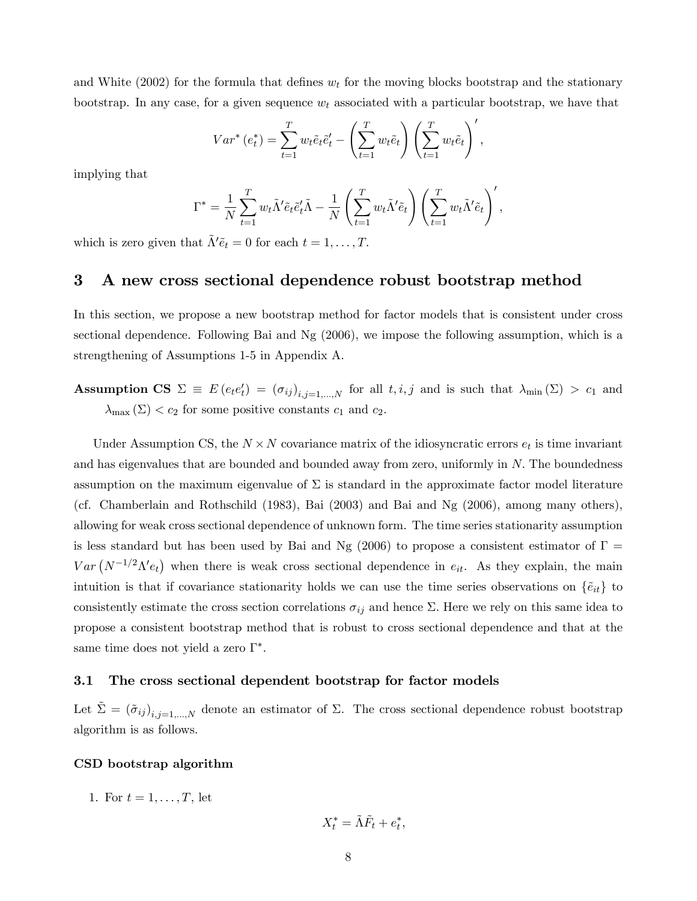and White (2002) for the formula that defines $w_t$ for the moving blocks bootstrap and the stationary bootstrap. In any case, for a given sequence $w_t$ associated with a particular bootstrap, we have that

$$Var^*\left(e_t^*\right) = \sum_{t=1}^{T} w_t \tilde{e}_t \tilde{e}_t' - \left(\sum_{t=1}^{T} w_t \tilde{e}_t\right)\left(\sum_{t=1}^{T} w_t \tilde{e}_t\right)',$$

implying that

$$\Gamma^* = \frac{1}{N}\sum_{t=1}^{T} w_t \tilde{\Lambda}' \tilde{e}_t \tilde{e}_t' \tilde{\Lambda} - \frac{1}{N}\left(\sum_{t=1}^{T} w_t \tilde{\Lambda}' \tilde{e}_t\right)\left(\sum_{t=1}^{T} w_t \tilde{\Lambda}' \tilde{e}_t\right)',$$

which is zero given that $\tilde{\Lambda}'\tilde{e}_t = 0$ for each $t = 1, \ldots, T$.

# 3 A new cross sectional dependence robust bootstrap method

In this section, we propose a new bootstrap method for factor models that is consistent under cross sectional dependence. Following Bai and Ng (2006), we impose the following assumption, which is a strengthening of Assumptions 1-5 in Appendix A.

**Assumption CS** $\Sigma \equiv E\left(e_t e_t'\right) = \left(\sigma_{ij}\right)_{i,j=1,\ldots,N}$ for all $t, i, j$ and is such that $\lambda_{\min}\left(\Sigma\right) > c_1$ and $\lambda_{\max}\left(\Sigma\right) < c_2$ for some positive constants $c_1$ and $c_2$.

Under Assumption CS, the $N \times N$ covariance matrix of the idiosyncratic errors $e_t$ is time invariant and has eigenvalues that are bounded and bounded away from zero, uniformly in $N$. The boundedness assumption on the maximum eigenvalue of $\Sigma$ is standard in the approximate factor model literature (cf. Chamberlain and Rothschild (1983), Bai (2003) and Bai and Ng (2006), among many others), allowing for weak cross sectional dependence of unknown form. The time series stationarity assumption is less standard but has been used by Bai and Ng (2006) to propose a consistent estimator of $\Gamma = Var\left(N^{-1/2}\Lambda' e_t\right)$ when there is weak cross sectional dependence in $e_{it}$. As they explain, the main intuition is that if covariance stationarity holds we can use the time series observations on $\{\tilde{e}_{it}\}$ to consistently estimate the cross section correlations $\sigma_{ij}$ and hence $\Sigma$. Here we rely on this same idea to propose a consistent bootstrap method that is robust to cross sectional dependence and that at the same time does not yield a zero $\Gamma^*$.

## 3.1 The cross sectional dependent bootstrap for factor models

Let $\tilde{\Sigma} = \left(\tilde{\sigma}_{ij}\right)_{i,j=1,\ldots,N}$ denote an estimator of $\Sigma$. The cross sectional dependence robust bootstrap algorithm is as follows.

**CSD bootstrap algorithm**

1. For $t = 1, \ldots, T$, let

$$X_t^* = \tilde{\Lambda}\tilde{F}_t + e_t^*,$$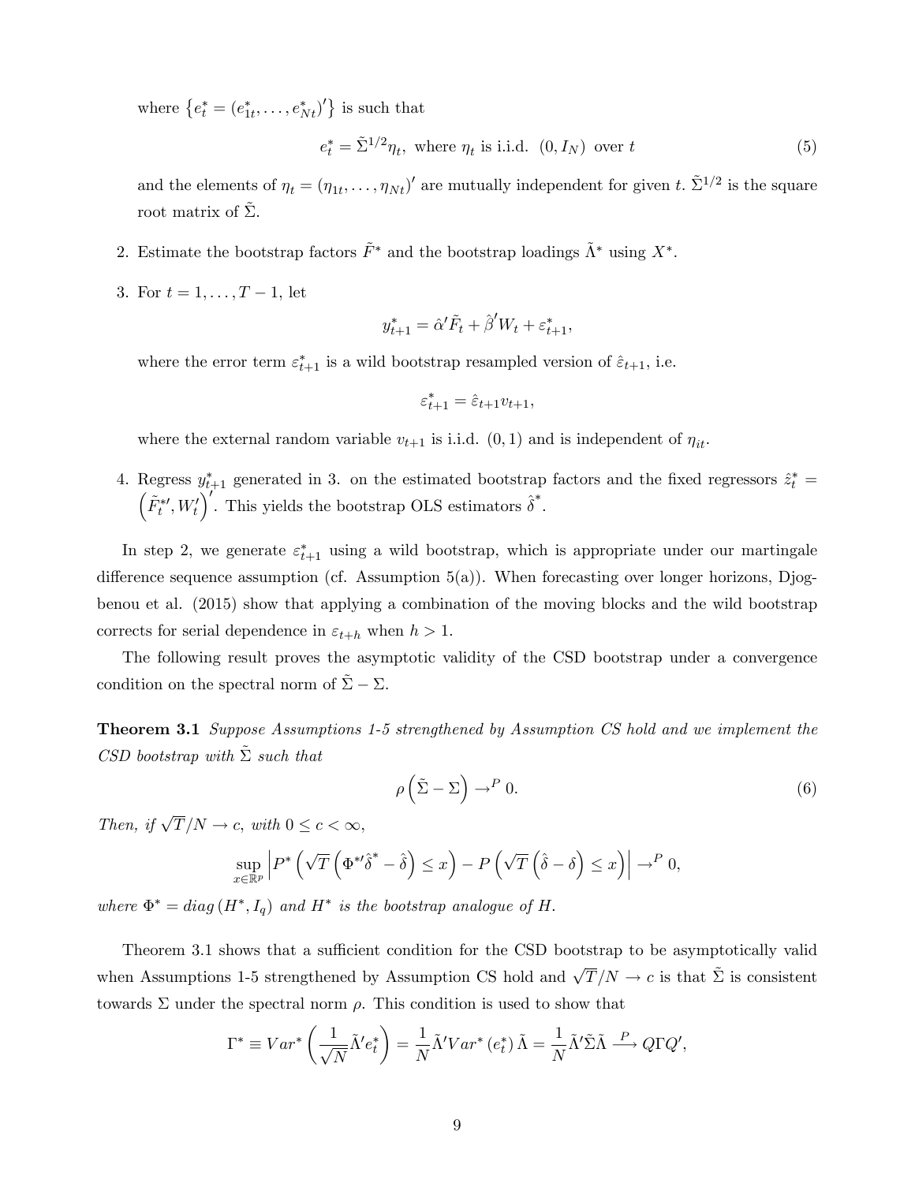where $\left\{e_t^* = (e_{1t}^*, \ldots, e_{Nt}^*)'\right\}$ is such that

$$e_t^* = \tilde{\Sigma}^{1/2}\eta_t, \text{ where } \eta_t \text{ is i.i.d. } (0, I_N) \text{ over } t \tag{5}$$

and the elements of $\eta_t = (\eta_{1t}, \ldots, \eta_{Nt})'$ are mutually independent for given $t$. $\tilde{\Sigma}^{1/2}$ is the square root matrix of $\tilde{\Sigma}$.

2. Estimate the bootstrap factors $\tilde{F}^*$ and the bootstrap loadings $\tilde{\Lambda}^*$ using $X^*$.

3. For $t = 1, \ldots, T-1$, let

$$y_{t+1}^* = \hat{\alpha}'\tilde{F}_t + \hat{\beta}'W_t + \varepsilon_{t+1}^*,$$

where the error term $\varepsilon_{t+1}^*$ is a wild bootstrap resampled version of $\hat{\varepsilon}_{t+1}$, i.e.

$$\varepsilon_{t+1}^* = \hat{\varepsilon}_{t+1}v_{t+1},$$

where the external random variable $v_{t+1}$ is i.i.d. $(0, 1)$ and is independent of $\eta_{it}$.

4. Regress $y_{t+1}^*$ generated in 3. on the estimated bootstrap factors and the fixed regressors $\hat{z}_t^* = \left(\tilde{F}_t^{*\prime}, W_t'\right)'$. This yields the bootstrap OLS estimators $\hat{\delta}^*$.

In step 2, we generate $\varepsilon_{t+1}^*$ using a wild bootstrap, which is appropriate under our martingale difference sequence assumption (cf. Assumption 5(a)). When forecasting over longer horizons, Djogbenou et al. (2015) show that applying a combination of the moving blocks and the wild bootstrap corrects for serial dependence in $\varepsilon_{t+h}$ when $h > 1$.

The following result proves the asymptotic validity of the CSD bootstrap under a convergence condition on the spectral norm of $\tilde{\Sigma} - \Sigma$.

**Theorem 3.1** *Suppose Assumptions 1-5 strengthened by Assumption CS hold and we implement the CSD bootstrap with $\tilde{\Sigma}$ such that*

$$\rho\left(\tilde{\Sigma} - \Sigma\right) \to^P 0. \tag{6}$$

*Then, if $\sqrt{T}/N \to c$, with $0 \leq c < \infty$,*

$$\sup_{x \in \mathbb{R}^p} \left| P^*\left(\sqrt{T}\left(\Phi^{*\prime}\hat{\delta}^* - \hat{\delta}\right) \leq x\right) - P\left(\sqrt{T}\left(\hat{\delta} - \delta\right) \leq x\right)\right| \to^P 0,$$

*where $\Phi^* = diag\left(H^*, I_q\right)$ and $H^*$ is the bootstrap analogue of $H$.*

Theorem 3.1 shows that a sufficient condition for the CSD bootstrap to be asymptotically valid when Assumptions 1-5 strengthened by Assumption CS hold and $\sqrt{T}/N \to c$ is that $\tilde{\Sigma}$ is consistent towards $\Sigma$ under the spectral norm $\rho$. This condition is used to show that

$$\Gamma^* \equiv Var^*\left(\frac{1}{\sqrt{N}}\tilde{\Lambda}'e_t^*\right) = \frac{1}{N}\tilde{\Lambda}'Var^*\left(e_t^*\right)\tilde{\Lambda} = \frac{1}{N}\tilde{\Lambda}'\tilde{\Sigma}\tilde{\Lambda} \xrightarrow{P} Q\Gamma Q',$$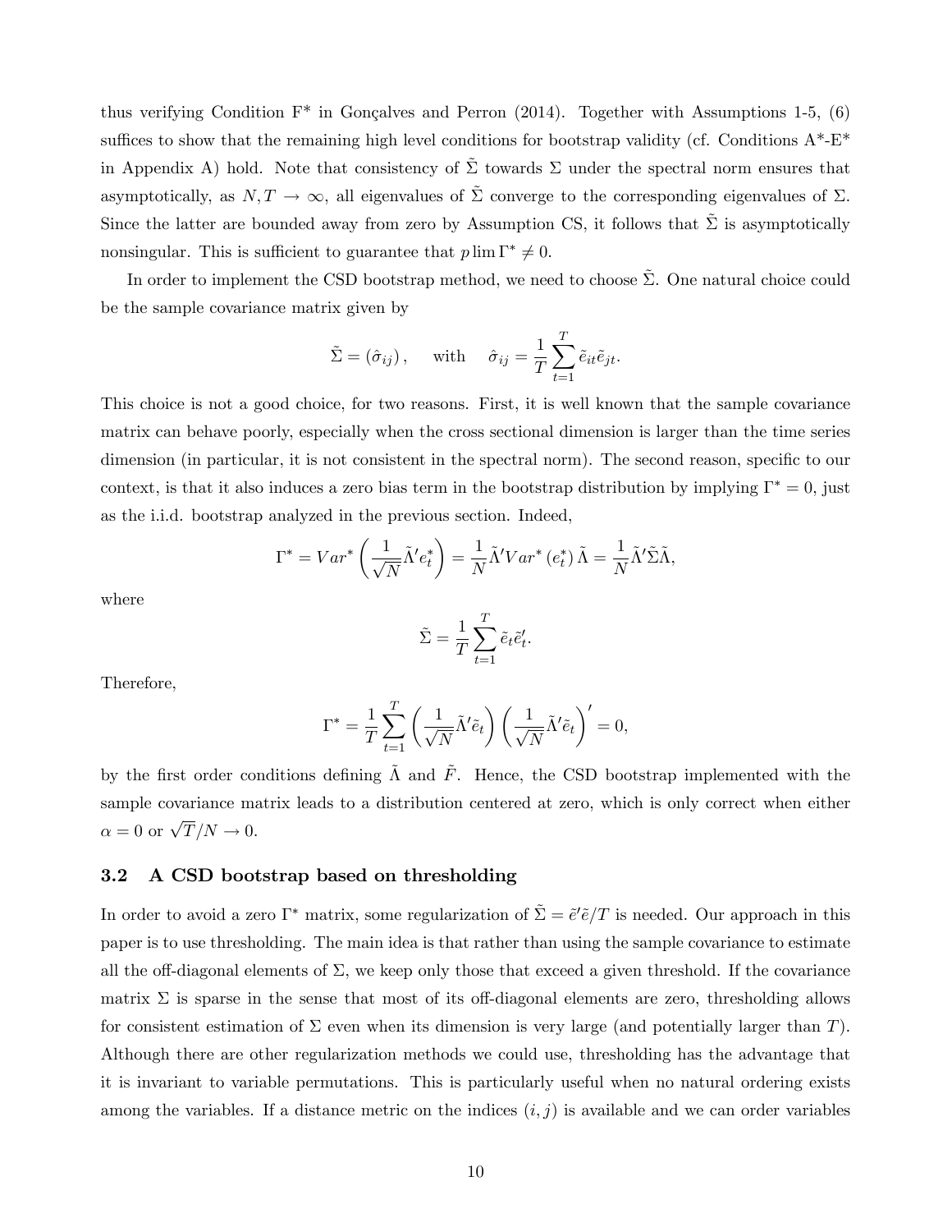thus verifying Condition F* in Gonçalves and Perron (2014). Together with Assumptions 1-5, (6) suffices to show that the remaining high level conditions for bootstrap validity (cf. Conditions A*-E* in Appendix A) hold. Note that consistency of $\tilde{\Sigma}$ towards $\Sigma$ under the spectral norm ensures that asymptotically, as $N, T \to \infty$, all eigenvalues of $\tilde{\Sigma}$ converge to the corresponding eigenvalues of $\Sigma$. Since the latter are bounded away from zero by Assumption CS, it follows that $\tilde{\Sigma}$ is asymptotically nonsingular. This is sufficient to guarantee that $p \lim \Gamma^* \neq 0$.

In order to implement the CSD bootstrap method, we need to choose $\tilde{\Sigma}$. One natural choice could be the sample covariance matrix given by

$$\tilde{\Sigma} = (\hat{\sigma}_{ij}), \quad \text{with} \quad \hat{\sigma}_{ij} = \frac{1}{T}\sum_{t=1}^{T} \tilde{e}_{it}\tilde{e}_{jt}.$$

This choice is not a good choice, for two reasons. First, it is well known that the sample covariance matrix can behave poorly, especially when the cross sectional dimension is larger than the time series dimension (in particular, it is not consistent in the spectral norm). The second reason, specific to our context, is that it also induces a zero bias term in the bootstrap distribution by implying $\Gamma^* = 0$, just as the i.i.d. bootstrap analyzed in the previous section. Indeed,

$$\Gamma^* = Var^*\left(\frac{1}{\sqrt{N}}\tilde{\Lambda}' e_t^*\right) = \frac{1}{N}\tilde{\Lambda}' Var^*(e_t^*)\tilde{\Lambda} = \frac{1}{N}\tilde{\Lambda}'\tilde{\Sigma}\tilde{\Lambda},$$

where

$$\tilde{\Sigma} = \frac{1}{T}\sum_{t=1}^{T} \tilde{e}_t\tilde{e}_t'.$$

Therefore,

$$\Gamma^* = \frac{1}{T}\sum_{t=1}^{T}\left(\frac{1}{\sqrt{N}}\tilde{\Lambda}'\tilde{e}_t\right)\left(\frac{1}{\sqrt{N}}\tilde{\Lambda}'\tilde{e}_t\right)' = 0,$$

by the first order conditions defining $\tilde{\Lambda}$ and $\tilde{F}$. Hence, the CSD bootstrap implemented with the sample covariance matrix leads to a distribution centered at zero, which is only correct when either $\alpha = 0$ or $\sqrt{T}/N \to 0$.

### 3.2 A CSD bootstrap based on thresholding

In order to avoid a zero $\Gamma^*$ matrix, some regularization of $\tilde{\Sigma} = \tilde{e}'\tilde{e}/T$ is needed. Our approach in this paper is to use thresholding. The main idea is that rather than using the sample covariance to estimate all the off-diagonal elements of $\Sigma$, we keep only those that exceed a given threshold. If the covariance matrix $\Sigma$ is sparse in the sense that most of its off-diagonal elements are zero, thresholding allows for consistent estimation of $\Sigma$ even when its dimension is very large (and potentially larger than $T$). Although there are other regularizaton methods we could use, thresholding has the advantage that it is invariant to variable permutations. This is particularly useful when no natural ordering exists among the variables. If a distance metric on the indices $(i, j)$ is available and we can order variables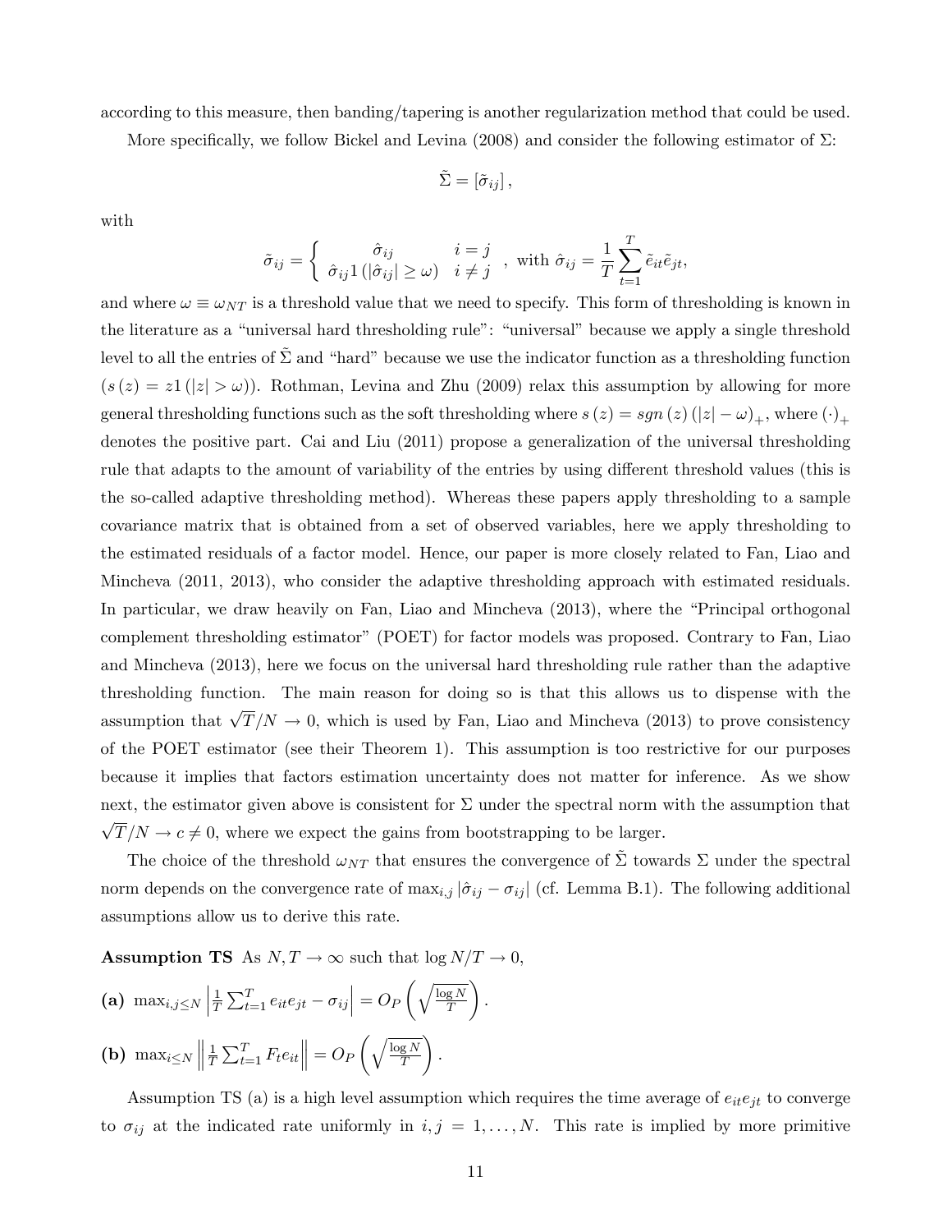according to this measure, then banding/tapering is another regularization method that could be used.

More specifically, we follow Bickel and Levina (2008) and consider the following estimator of $\Sigma$:

$$\tilde{\Sigma} = [\tilde{\sigma}_{ij}],$$

with

$$\tilde{\sigma}_{ij} = \begin{cases} \hat{\sigma}_{ij} & i = j \\ \hat{\sigma}_{ij} 1(|\hat{\sigma}_{ij}| \geq \omega) & i \neq j \end{cases}, \text{ with } \hat{\sigma}_{ij} = \frac{1}{T}\sum_{t=1}^{T} \tilde{e}_{it}\tilde{e}_{jt},$$

and where $\omega \equiv \omega_{NT}$ is a threshold value that we need to specify. This form of thresholding is known in the literature as a "universal hard thresholding rule": "universal" because we apply a single threshold level to all the entries of $\tilde{\Sigma}$ and "hard" because we use the indicator function as a thresholding function ($s(z) = z1(|z| > \omega)$). Rothman, Levina and Zhu (2009) relax this assumption by allowing for more general thresholding functions such as the soft thresholding where $s(z) = sgn(z)(|z| - \omega)_+$, where $(\cdot)_+$ denotes the positive part. Cai and Liu (2011) propose a generalization of the universal thresholding rule that adapts to the amount of variability of the entries by using different threshold values (this is the so-called adaptive thresholding method). Whereas these papers apply thresholding to a sample covariance matrix that is obtained from a set of observed variables, here we apply thresholding to the estimated residuals of a factor model. Hence, our paper is more closely related to Fan, Liao and Mincheva (2011, 2013), who consider the adaptive thresholding approach with estimated residuals. In particular, we draw heavily on Fan, Liao and Mincheva (2013), where the "Principal orthogonal complement thresholding estimator" (POET) for factor models was proposed. Contrary to Fan, Liao and Mincheva (2013), here we focus on the universal hard thresholding rule rather than the adaptive thresholding function. The main reason for doing so is that this allows us to dispense with the assumption that $\sqrt{T}/N \to 0$, which is used by Fan, Liao and Mincheva (2013) to prove consistency of the POET estimator (see their Theorem 1). This assumption is too restrictive for our purposes because it implies that factors estimation uncertainty does not matter for inference. As we show next, the estimator given above is consistent for $\Sigma$ under the spectral norm with the assumption that $\sqrt{T}/N \to c \neq 0$, where we expect the gains from bootstrapping to be larger.

The choice of the threshold $\omega_{NT}$ that ensures the convergence of $\tilde{\Sigma}$ towards $\Sigma$ under the spectral norm depends on the convergence rate of $\max_{i,j} |\hat{\sigma}_{ij} - \sigma_{ij}|$ (cf. Lemma B.1). The following additional assumptions allow us to derive this rate.

**Assumption TS** As $N, T \to \infty$ such that $\log N/T \to 0$,

**(a)** $\max_{i,j \leq N} \left| \frac{1}{T}\sum_{t=1}^{T} e_{it}e_{jt} - \sigma_{ij} \right| = O_P\left(\sqrt{\frac{\log N}{T}}\right)$.

**(b)** $\max_{i \leq N} \left\| \frac{1}{T}\sum_{t=1}^{T} F_t e_{it} \right\| = O_P\left(\sqrt{\frac{\log N}{T}}\right)$.

Assumption TS (a) is a high level assumption which requires the time average of $e_{it}e_{jt}$ to converge to $\sigma_{ij}$ at the indicated rate uniformly in $i, j = 1, \ldots, N$. This rate is implied by more primitive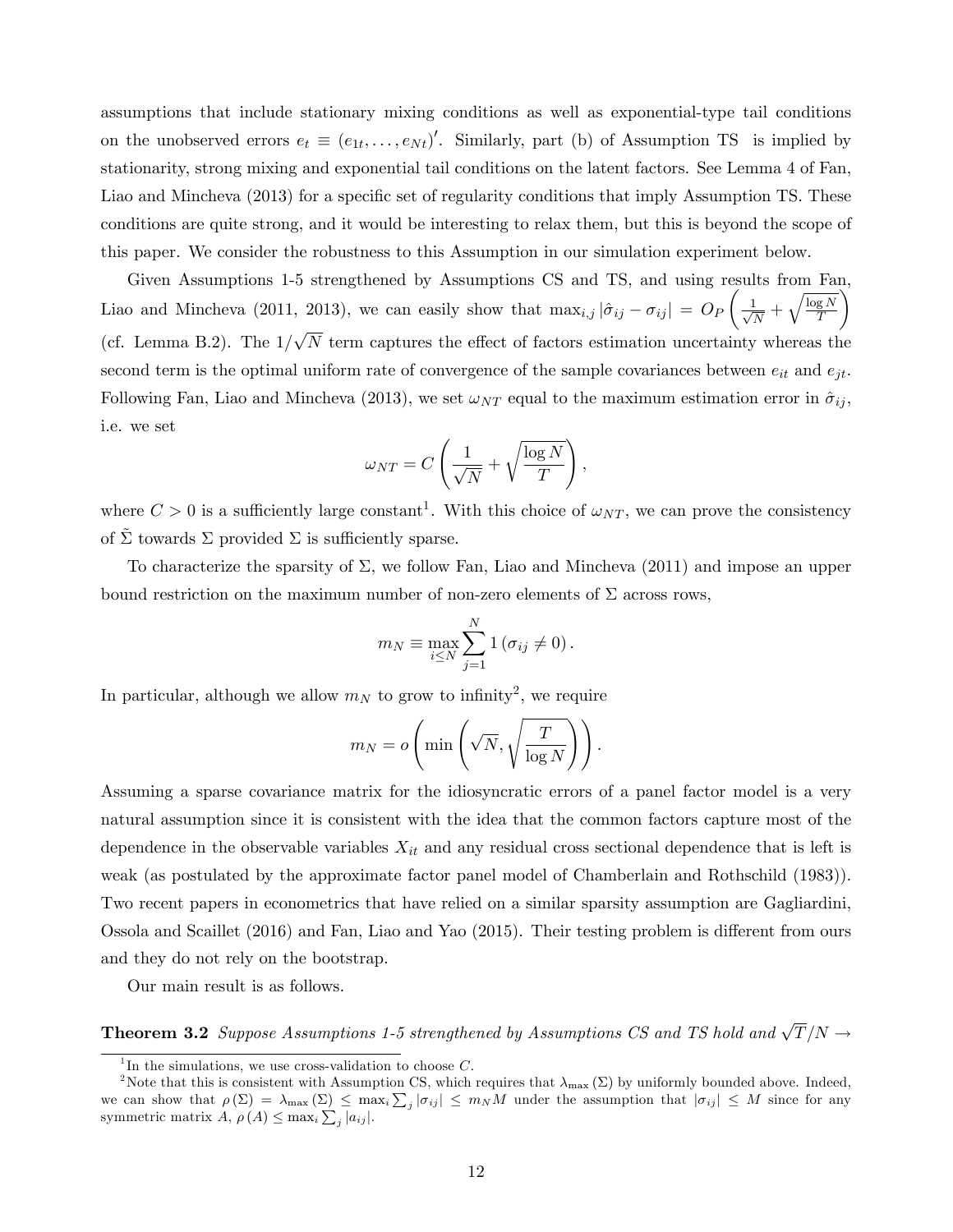assumptions that include stationary mixing conditions as well as exponential-type tail conditions on the unobserved errors $e_t \equiv (e_{1t}, \ldots, e_{Nt})'$. Similarly, part (b) of Assumption TS is implied by stationarity, strong mixing and exponential tail conditions on the latent factors. See Lemma 4 of Fan, Liao and Mincheva (2013) for a specific set of regularity conditions that imply Assumption TS. These conditions are quite strong, and it would be interesting to relax them, but this is beyond the scope of this paper. We consider the robustness to this Assumption in our simulation experiment below.

Given Assumptions 1-5 strengthened by Assumptions CS and TS, and using results from Fan, Liao and Mincheva (2011, 2013), we can easily show that $\max_{i,j} |\hat{\sigma}_{ij} - \sigma_{ij}| = O_P\left(\frac{1}{\sqrt{N}} + \sqrt{\frac{\log N}{T}}\right)$ (cf. Lemma B.2). The $1/\sqrt{N}$ term captures the effect of factors estimation uncertainty whereas the second term is the optimal uniform rate of convergence of the sample covariances between $e_{it}$ and $e_{jt}$. Following Fan, Liao and Mincheva (2013), we set $\omega_{NT}$ equal to the maximum estimation error in $\hat{\sigma}_{ij}$, i.e. we set

$$\omega_{NT} = C\left(\frac{1}{\sqrt{N}} + \sqrt{\frac{\log N}{T}}\right),$$

where $C > 0$ is a sufficiently large constant[1]. With this choice of $\omega_{NT}$, we can prove the consistency of $\tilde{\Sigma}$ towards $\Sigma$ provided $\Sigma$ is sufficiently sparse.

To characterize the sparsity of $\Sigma$, we follow Fan, Liao and Mincheva (2011) and impose an upper bound restriction on the maximum number of non-zero elements of $\Sigma$ across rows,

$$m_N \equiv \max_{i \leq N} \sum_{j=1}^{N} 1\left(\sigma_{ij} \neq 0\right).$$

In particular, although we allow $m_N$ to grow to infinity[2], we require

$$m_N = o\left(\min\left(\sqrt{N}, \sqrt{\frac{T}{\log N}}\right)\right).$$

Assuming a sparse covariance matrix for the idiosyncratic errors of a panel factor model is a very natural assumption since it is consistent with the idea that the common factors capture most of the dependence in the observable variables $X_{it}$ and any residual cross sectional dependence that is left is weak (as postulated by the approximate factor panel model of Chamberlain and Rothschild (1983)). Two recent papers in econometrics that have relied on a similar sparsity assumption are Gagliardini, Ossola and Scaillet (2016) and Fan, Liao and Yao (2015). Their testing problem is different from ours and they do not rely on the bootstrap.

Our main result is as follows.

**Theorem 3.2** *Suppose Assumptions 1-5 strengthened by Assumptions CS and TS hold and* $\sqrt{T}/N \rightarrow$

---

[1] In the simulations, we use cross-validation to choose $C$.

[2] Note that this is consistent with Assumption CS, which requires that $\lambda_{\max}(\Sigma)$ by uniformly bounded above. Indeed, we can show that $\rho(\Sigma) = \lambda_{\max}(\Sigma) \leq \max_i \sum_j |\sigma_{ij}| \leq m_N M$ under the assumption that $|\sigma_{ij}| \leq M$ since for any symmetric matrix $A$, $\rho(A) \leq \max_i \sum_j |a_{ij}|$.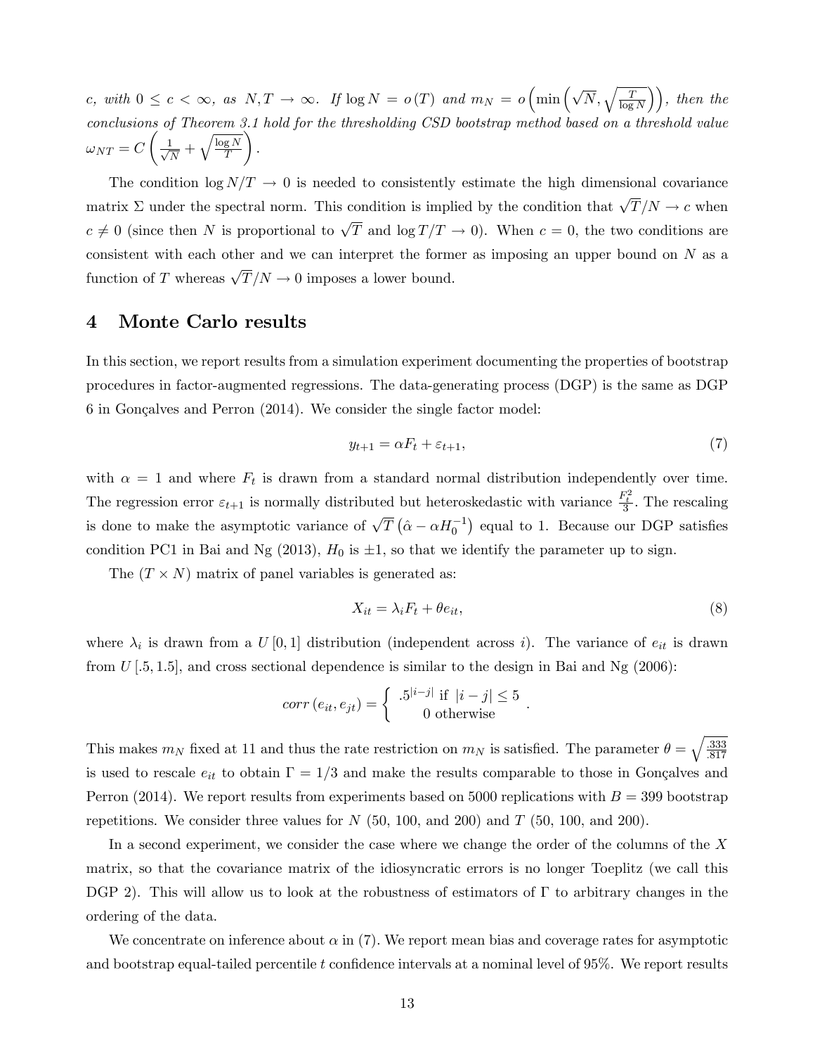*c, with* $0 \leq c < \infty$*, as* $N, T \to \infty$*. If* $\log N = o(T)$ *and* $m_N = o\left(\min\left(\sqrt{N}, \sqrt{\frac{T}{\log N}}\right)\right)$*, then the conclusions of Theorem 3.1 hold for the thresholding CSD bootstrap method based on a threshold value* $\omega_{NT} = C\left(\frac{1}{\sqrt{N}} + \sqrt{\frac{\log N}{T}}\right)$*.*

The condition $\log N/T \to 0$ is needed to consistently estimate the high dimensional covariance matrix $\Sigma$ under the spectral norm. This condition is implied by the condition that $\sqrt{T}/N \to c$ when $c \neq 0$ (since then $N$ is proportional to $\sqrt{T}$ and $\log T/T \to 0$). When $c = 0$, the two conditions are consistent with each other and we can interpret the former as imposing an upper bound on $N$ as a function of $T$ whereas $\sqrt{T}/N \to 0$ imposes a lower bound.

# 4 Monte Carlo results

In this section, we report results from a simulation experiment documenting the properties of bootstrap procedures in factor-augmented regressions. The data-generating process (DGP) is the same as DGP 6 in Gonçalves and Perron (2014). We consider the single factor model:

$$y_{t+1} = \alpha F_t + \varepsilon_{t+1}, \tag{7}$$

with $\alpha = 1$ and where $F_t$ is drawn from a standard normal distribution independently over time. The regression error $\varepsilon_{t+1}$ is normally distributed but heteroskedastic with variance $\frac{F_t^2}{3}$. The rescaling is done to make the asymptotic variance of $\sqrt{T}\left(\hat{\alpha} - \alpha H_0^{-1}\right)$ equal to 1. Because our DGP satisfies condition PC1 in Bai and Ng (2013), $H_0$ is $\pm 1$, so that we identify the parameter up to sign.

The $(T \times N)$ matrix of panel variables is generated as:

$$X_{it} = \lambda_i F_t + \theta e_{it}, \tag{8}$$

where $\lambda_i$ is drawn from a $U[0,1]$ distribution (independent across $i$). The variance of $e_{it}$ is drawn from $U[.5, 1.5]$, and cross sectional dependence is similar to the design in Bai and Ng (2006):

$$corr\left(e_{it}, e_{jt}\right) = \begin{cases} .5^{|i-j|} \text{ if } |i-j| \leq 5 \\ 0 \text{ otherwise} \end{cases}.$$

This makes $m_N$ fixed at 11 and thus the rate restriction on $m_N$ is satisfied. The parameter $\theta = \sqrt{\frac{.333}{.817}}$ is used to rescale $e_{it}$ to obtain $\Gamma = 1/3$ and make the results comparable to those in Gonçalves and Perron (2014). We report results from experiments based on 5000 replications with $B = 399$ bootstrap repetitions. We consider three values for $N$ (50, 100, and 200) and $T$ (50, 100, and 200).

In a second experiment, we consider the case where we change the order of the columns of the $X$ matrix, so that the covariance matrix of the idiosyncratic errors is no longer Toeplitz (we call this DGP 2). This will allow us to look at the robustness of estimators of $\Gamma$ to arbitrary changes in the ordering of the data.

We concentrate on inference about $\alpha$ in (7). We report mean bias and coverage rates for asymptotic and bootstrap equal-tailed percentile $t$ confidence intervals at a nominal level of 95%. We report results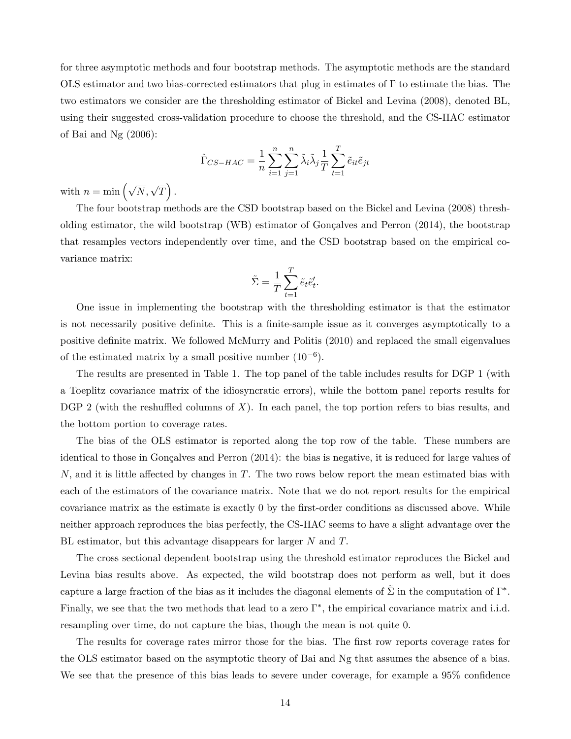for three asymptotic methods and four bootstrap methods. The asymptotic methods are the standard OLS estimator and two bias-corrected estimators that plug in estimates of $\Gamma$ to estimate the bias. The two estimators we consider are the thresholding estimator of Bickel and Levina (2008), denoted BL, using their suggested cross-validation procedure to choose the threshold, and the CS-HAC estimator of Bai and Ng (2006):

$$\hat{\Gamma}_{CS-HAC} = \frac{1}{n}\sum_{i=1}^{n}\sum_{j=1}^{n}\tilde{\lambda}_i\tilde{\lambda}_j\frac{1}{T}\sum_{t=1}^{T}\tilde{e}_{it}\tilde{e}_{jt}$$

with $n = \min\left(\sqrt{N}, \sqrt{T}\right)$.

The four bootstrap methods are the CSD bootstrap based on the Bickel and Levina (2008) thresholding estimator, the wild bootstrap (WB) estimator of Gonçalves and Perron (2014), the bootstrap that resamples vectors independently over time, and the CSD bootstrap based on the empirical covariance matrix:

$$\tilde{\Sigma} = \frac{1}{T}\sum_{t=1}^{T}\tilde{e}_t\tilde{e}_t'.$$

One issue in implementing the bootstrap with the thresholding estimator is that the estimator is not necessarily positive definite. This is a finite-sample issue as it converges asymptotically to a positive definite matrix. We followed McMurry and Politis (2010) and replaced the small eigenvalues of the estimated matrix by a small positive number ($10^{-6}$).

The results are presented in Table 1. The top panel of the table includes results for DGP 1 (with a Toeplitz covariance matrix of the idiosyncratic errors), while the bottom panel reports results for DGP 2 (with the reshuffled columns of $X$). In each panel, the top portion refers to bias results, and the bottom portion to coverage rates.

The bias of the OLS estimator is reported along the top row of the table. These numbers are identical to those in Gonçalves and Perron (2014): the bias is negative, it is reduced for large values of $N$, and it is little affected by changes in $T$. The two rows below report the mean estimated bias with each of the estimators of the covariance matrix. Note that we do not report results for the empirical covariance matrix as the estimate is exactly 0 by the first-order conditions as discussed above. While neither approach reproduces the bias perfectly, the CS-HAC seems to have a slight advantage over the BL estimator, but this advantage disappears for larger $N$ and $T$.

The cross sectional dependent bootstrap using the threshold estimator reproduces the Bickel and Levina bias results above. As expected, the wild bootstrap does not perform as well, but it does capture a large fraction of the bias as it includes the diagonal elements of $\tilde{\Sigma}$ in the computation of $\Gamma^*$. Finally, we see that the two methods that lead to a zero $\Gamma^*$, the empirical covariance matrix and i.i.d. resampling over time, do not capture the bias, though the mean is not quite 0.

The results for coverage rates mirror those for the bias. The first row reports coverage rates for the OLS estimator based on the asymptotic theory of Bai and Ng that assumes the absence of a bias. We see that the presence of this bias leads to severe under coverage, for example a 95% confidence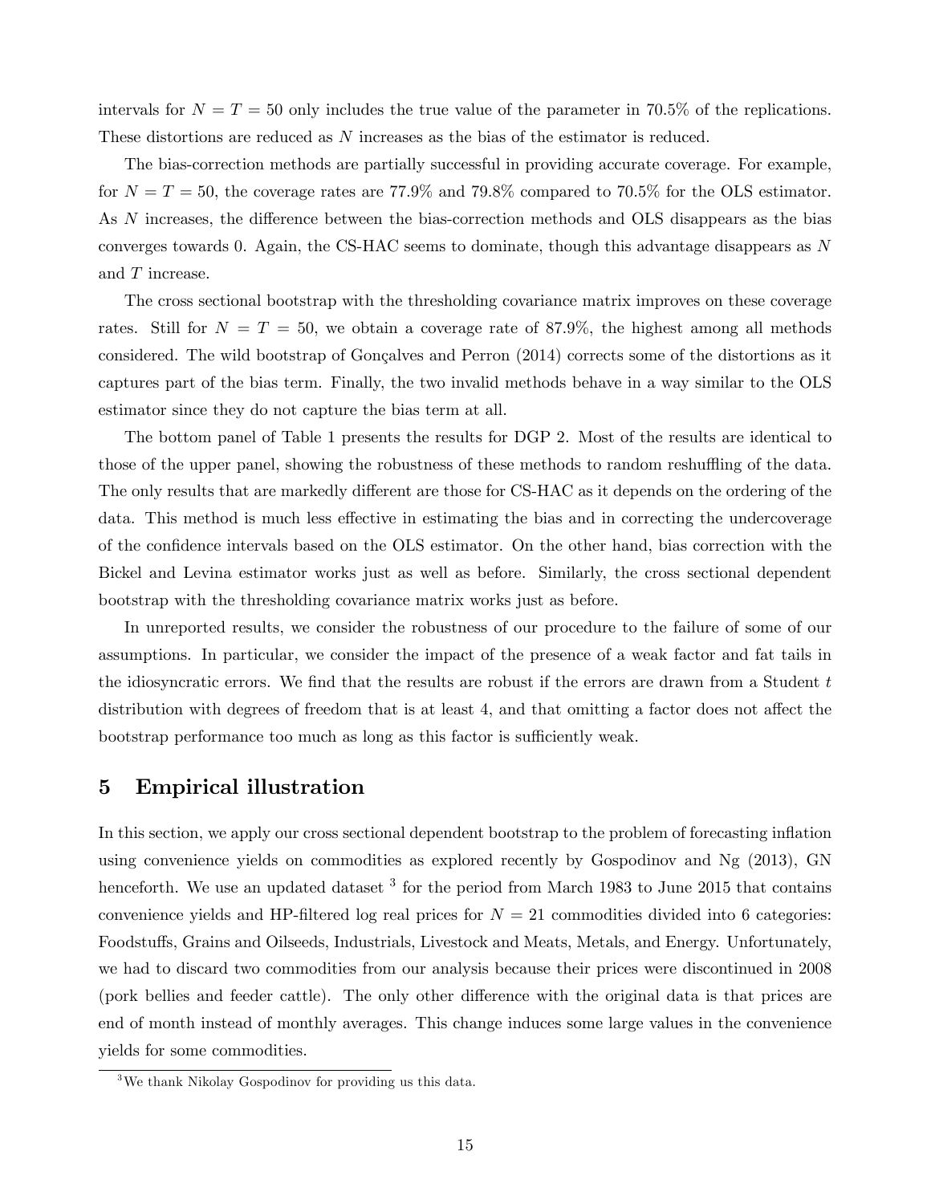intervals for $N = T = 50$ only includes the true value of the parameter in 70.5% of the replications. These distortions are reduced as $N$ increases as the bias of the estimator is reduced.

The bias-correction methods are partially successful in providing accurate coverage. For example, for $N = T = 50$, the coverage rates are 77.9% and 79.8% compared to 70.5% for the OLS estimator. As $N$ increases, the difference between the bias-correction methods and OLS disappears as the bias converges towards 0. Again, the CS-HAC seems to dominate, though this advantage disappears as $N$ and $T$ increase.

The cross sectional bootstrap with the thresholding covariance matrix improves on these coverage rates. Still for $N = T = 50$, we obtain a coverage rate of 87.9%, the highest among all methods considered. The wild bootstrap of Gonçalves and Perron (2014) corrects some of the distortions as it captures part of the bias term. Finally, the two invalid methods behave in a way similar to the OLS estimator since they do not capture the bias term at all.

The bottom panel of Table 1 presents the results for DGP 2. Most of the results are identical to those of the upper panel, showing the robustness of these methods to random reshuffling of the data. The only results that are markedly different are those for CS-HAC as it depends on the ordering of the data. This method is much less effective in estimating the bias and in correcting the undercoverage of the confidence intervals based on the OLS estimator. On the other hand, bias correction with the Bickel and Levina estimator works just as well as before. Similarly, the cross sectional dependent bootstrap with the thresholding covariance matrix works just as before.

In unreported results, we consider the robustness of our procedure to the failure of some of our assumptions. In particular, we consider the impact of the presence of a weak factor and fat tails in the idiosyncratic errors. We find that the results are robust if the errors are drawn from a Student $t$ distribution with degrees of freedom that is at least 4, and that omitting a factor does not affect the bootstrap performance too much as long as this factor is sufficiently weak.

# 5 Empirical illustration

In this section, we apply our cross sectional dependent bootstrap to the problem of forecasting inflation using convenience yields on commodities as explored recently by Gospodinov and Ng (2013), GN henceforth. We use an updated dataset [3] for the period from March 1983 to June 2015 that contains convenience yields and HP-filtered log real prices for $N = 21$ commodities divided into 6 categories: Foodstuffs, Grains and Oilseeds, Industrials, Livestock and Meats, Metals, and Energy. Unfortunately, we had to discard two commodities from our analysis because their prices were discontinued in 2008 (pork bellies and feeder cattle). The only other difference with the original data is that prices are end of month instead of monthly averages. This change induces some large values in the convenience yields for some commodities.

[3] We thank Nikolay Gospodinov for providing us this data.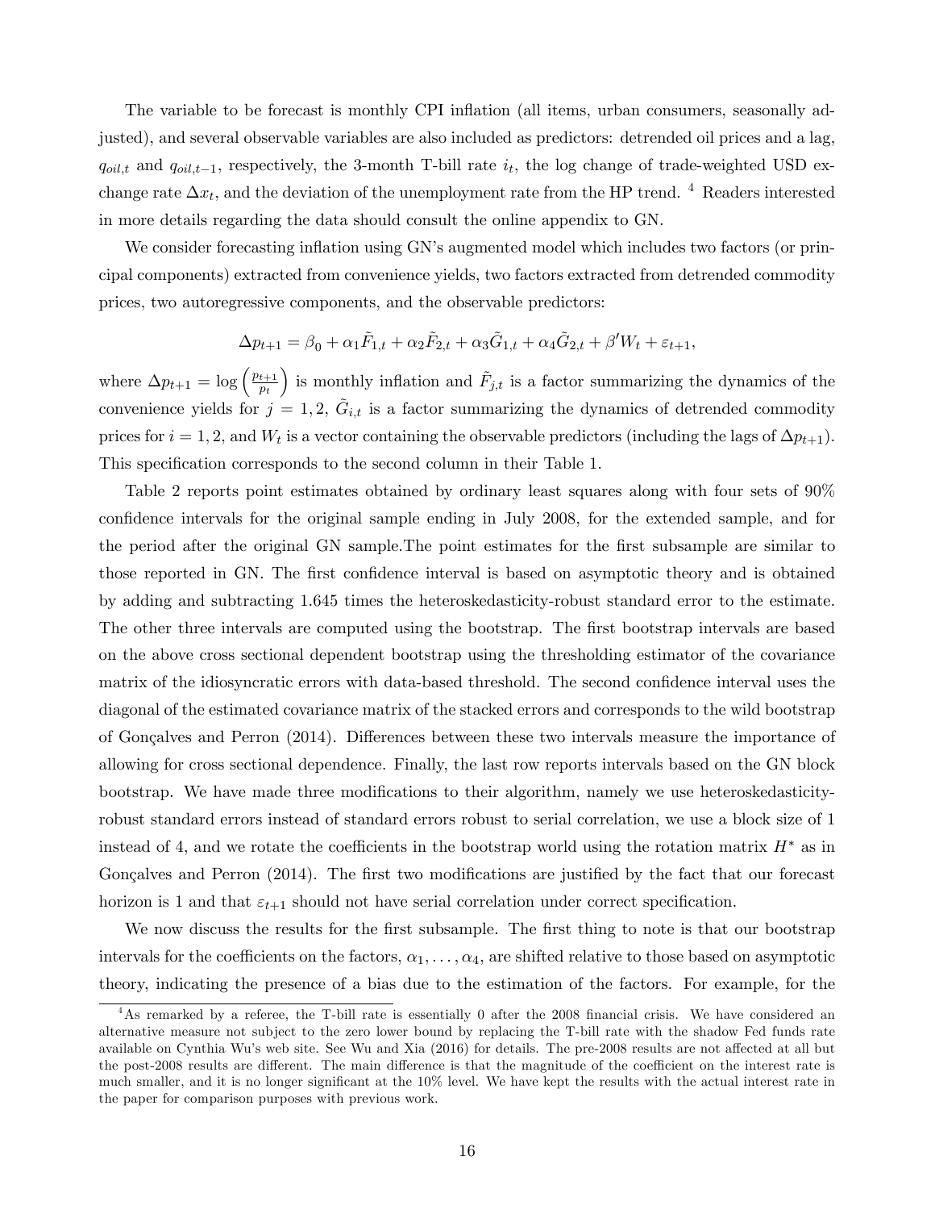The variable to be forecast is monthly CPI inflation (all items, urban consumers, seasonally adjusted), and several observable variables are also included as predictors: detrended oil prices and a lag, $q_{oil,t}$ and $q_{oil,t-1}$, respectively, the 3-month T-bill rate $i_t$, the log change of trade-weighted USD exchange rate $\Delta x_t$, and the deviation of the unemployment rate from the HP trend. [4] Readers interested in more details regarding the data should consult the online appendix to GN.

We consider forecasting inflation using GN's augmented model which includes two factors (or principal components) extracted from convenience yields, two factors extracted from detrended commodity prices, two autoregressive components, and the observable predictors:

$$\Delta p_{t+1} = \beta_0 + \alpha_1 \tilde{F}_{1,t} + \alpha_2 \tilde{F}_{2,t} + \alpha_3 \tilde{G}_{1,t} + \alpha_4 \tilde{G}_{2,t} + \beta' W_t + \varepsilon_{t+1},$$

where $\Delta p_{t+1} = \log\left(\frac{p_{t+1}}{p_t}\right)$ is monthly inflation and $\tilde{F}_{j,t}$ is a factor summarizing the dynamics of the convenience yields for $j = 1, 2$, $\tilde{G}_{i,t}$ is a factor summarizing the dynamics of detrended commodity prices for $i = 1, 2$, and $W_t$ is a vector containing the observable predictors (including the lags of $\Delta p_{t+1}$). This specification corresponds to the second column in their Table 1.

Table 2 reports point estimates obtained by ordinary least squares along with four sets of 90% confidence intervals for the original sample ending in July 2008, for the extended sample, and for the period after the original GN sample.The point estimates for the first subsample are similar to those reported in GN. The first confidence interval is based on asymptotic theory and is obtained by adding and subtracting 1.645 times the heteroskedasticity-robust standard error to the estimate. The other three intervals are computed using the bootstrap. The first bootstrap intervals are based on the above cross sectional dependent bootstrap using the thresholding estimator of the covariance matrix of the idiosyncratic errors with data-based threshold. The second confidence interval uses the diagonal of the estimated covariance matrix of the stacked errors and corresponds to the wild bootstrap of Gonçalves and Perron (2014). Differences between these two intervals measure the importance of allowing for cross sectional dependence. Finally, the last row reports intervals based on the GN block bootstrap. We have made three modifications to their algorithm, namely we use heteroskedasticity-robust standard errors instead of standard errors robust to serial correlation, we use a block size of 1 instead of 4, and we rotate the coefficients in the bootstrap world using the rotation matrix $H^*$ as in Gonçalves and Perron (2014). The first two modifications are justified by the fact that our forecast horizon is 1 and that $\varepsilon_{t+1}$ should not have serial correlation under correct specification.

We now discuss the results for the first subsample. The first thing to note is that our bootstrap intervals for the coefficients on the factors, $\alpha_1, \ldots, \alpha_4$, are shifted relative to those based on asymptotic theory, indicating the presence of a bias due to the estimation of the factors. For example, for the

[4] As remarked by a referee, the T-bill rate is essentially 0 after the 2008 financial crisis. We have considered an alternative measure not subject to the zero lower bound by replacing the T-bill rate with the shadow Fed funds rate available on Cynthia Wu's web site. See Wu and Xia (2016) for details. The pre-2008 results are not affected at all but the post-2008 results are different. The main difference is that the magnitude of the coefficient on the interest rate is much smaller, and it is no longer significant at the 10% level. We have kept the results with the actual interest rate in the paper for comparison purposes with previous work.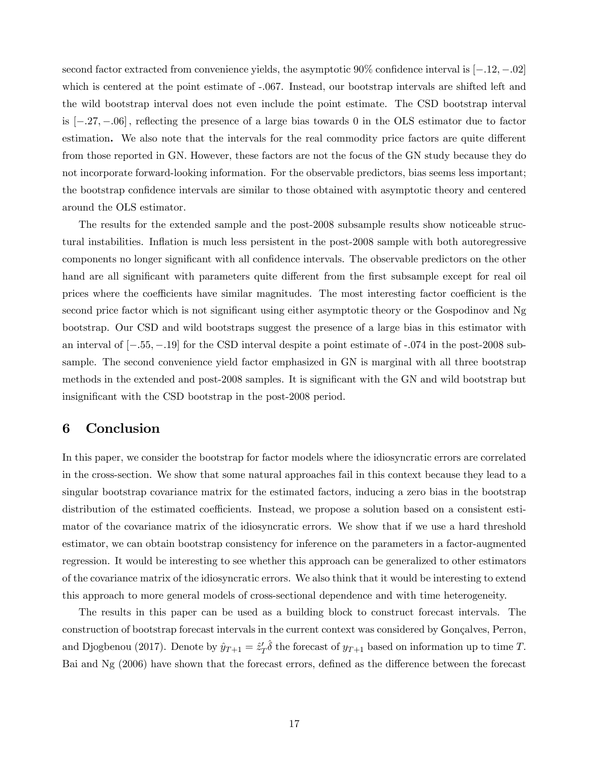second factor extracted from convenience yields, the asymptotic 90% confidence interval is $[-.12, -.02]$ which is centered at the point estimate of -.067. Instead, our bootstrap intervals are shifted left and the wild bootstrap interval does not even include the point estimate. The CSD bootstrap interval is $[-.27, -.06]$, reflecting the presence of a large bias towards 0 in the OLS estimator due to factor estimation. We also note that the intervals for the real commodity price factors are quite different from those reported in GN. However, these factors are not the focus of the GN study because they do not incorporate forward-looking information. For the observable predictors, bias seems less important; the bootstrap confidence intervals are similar to those obtained with asymptotic theory and centered around the OLS estimator.

The results for the extended sample and the post-2008 subsample results show noticeable structural instabilities. Inflation is much less persistent in the post-2008 sample with both autoregressive components no longer significant with all confidence intervals. The observable predictors on the other hand are all significant with parameters quite different from the first subsample except for real oil prices where the coefficients have similar magnitudes. The most interesting factor coefficient is the second price factor which is not significant using either asymptotic theory or the Gospodinov and Ng bootstrap. Our CSD and wild bootstraps suggest the presence of a large bias in this estimator with an interval of $[-.55, -.19]$ for the CSD interval despite a point estimate of -.074 in the post-2008 subsample. The second convenience yield factor emphasized in GN is marginal with all three bootstrap methods in the extended and post-2008 samples. It is significant with the GN and wild bootstrap but insignificant with the CSD bootstrap in the post-2008 period.

# 6 Conclusion

In this paper, we consider the bootstrap for factor models where the idiosyncratic errors are correlated in the cross-section. We show that some natural approaches fail in this context because they lead to a singular bootstrap covariance matrix for the estimated factors, inducing a zero bias in the bootstrap distribution of the estimated coefficients. Instead, we propose a solution based on a consistent estimator of the covariance matrix of the idiosyncratic errors. We show that if we use a hard threshold estimator, we can obtain bootstrap consistency for inference on the parameters in a factor-augmented regression. It would be interesting to see whether this approach can be generalized to other estimators of the covariance matrix of the idiosyncratic errors. We also think that it would be interesting to extend this approach to more general models of cross-sectional dependence and with time heterogeneity.

The results in this paper can be used as a building block to construct forecast intervals. The construction of bootstrap forecast intervals in the current context was considered by Gonçalves, Perron, and Djogbenou (2017). Denote by $\hat{y}_{T+1} = \hat{z}_T' \hat{\delta}$ the forecast of $y_{T+1}$ based on information up to time $T$. Bai and Ng (2006) have shown that the forecast errors, defined as the difference between the forecast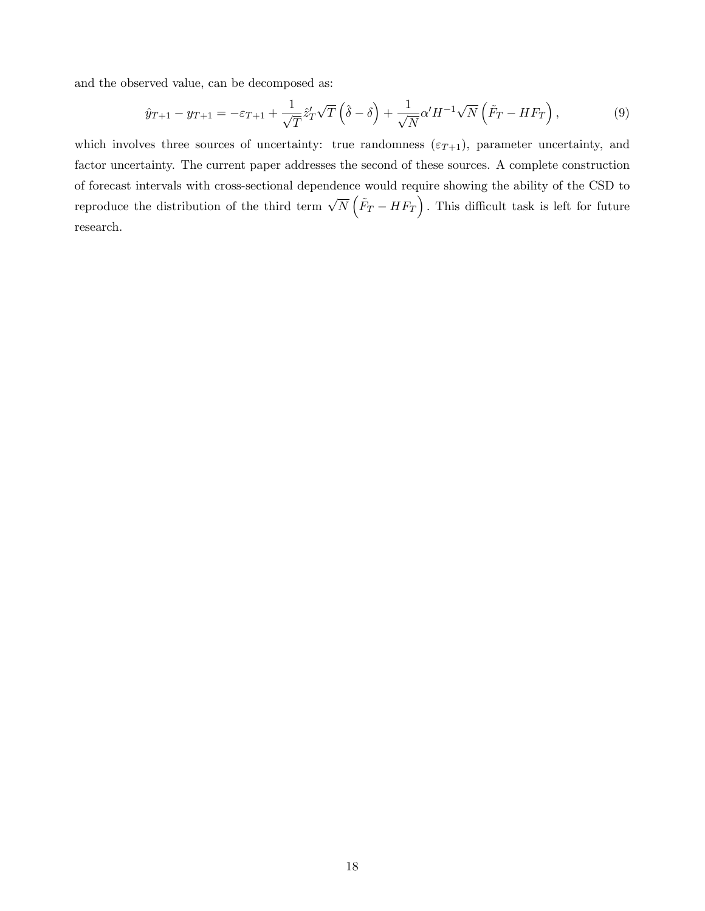and the observed value, can be decomposed as:

$$\hat{y}_{T+1} - y_{T+1} = -\varepsilon_{T+1} + \frac{1}{\sqrt{T}}\hat{z}_T'\sqrt{T}\left(\hat{\delta} - \delta\right) + \frac{1}{\sqrt{N}}\alpha' H^{-1}\sqrt{N}\left(\tilde{F}_T - HF_T\right), \tag{9}$$

which involves three sources of uncertainty: true randomness ($\varepsilon_{T+1}$), parameter uncertainty, and factor uncertainty. The current paper addresses the second of these sources. A complete construction of forecast intervals with cross-sectional dependence would require showing the ability of the CSD to reproduce the distribution of the third term $\sqrt{N}\left(\tilde{F}_T - HF_T\right)$. This difficult task is left for future research.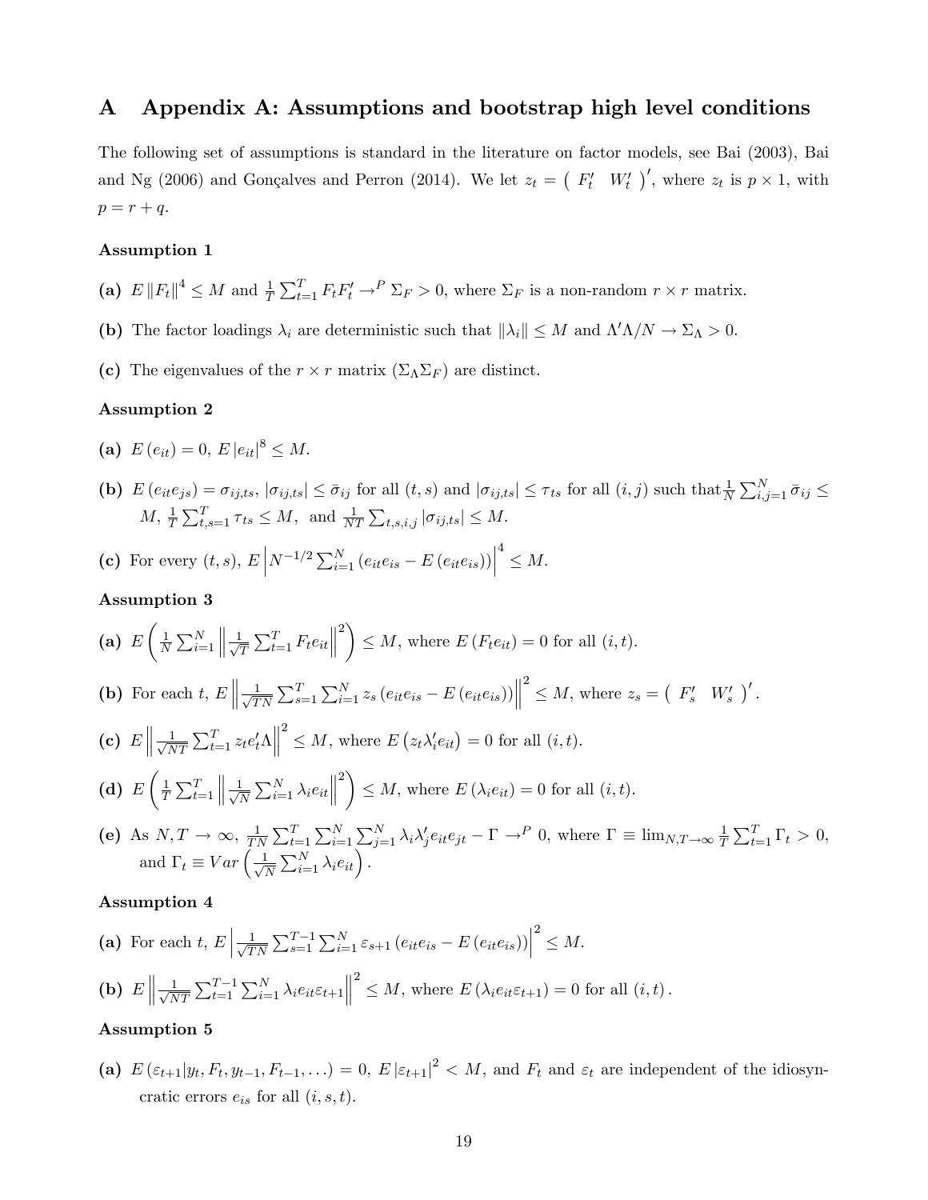# A Appendix A: Assumptions and bootstrap high level conditions

The following set of assumptions is standard in the literature on factor models, see Bai (2003), Bai and Ng (2006) and Gonçalves and Perron (2014). We let $z_t = \begin{pmatrix} F_t' & W_t' \end{pmatrix}'$, where $z_t$ is $p \times 1$, with $p = r + q$.

**Assumption 1**

**(a)** $E\|F_t\|^4 \leq M$ and $\frac{1}{T}\sum_{t=1}^{T} F_t F_t' \to^P \Sigma_F > 0$, where $\Sigma_F$ is a non-random $r \times r$ matrix.

**(b)** The factor loadings $\lambda_i$ are deterministic such that $\|\lambda_i\| \leq M$ and $\Lambda'\Lambda/N \to \Sigma_\Lambda > 0$.

**(c)** The eigenvalues of the $r \times r$ matrix $(\Sigma_\Lambda \Sigma_F)$ are distinct.

**Assumption 2**

**(a)** $E(e_{it}) = 0$, $E|e_{it}|^8 \leq M$.

**(b)** $E(e_{it}e_{js}) = \sigma_{ij,ts}$, $|\sigma_{ij,ts}| \leq \bar{\sigma}_{ij}$ for all $(t,s)$ and $|\sigma_{ij,ts}| \leq \tau_{ts}$ for all $(i,j)$ such that $\frac{1}{N}\sum_{i,j=1}^{N} \bar{\sigma}_{ij} \leq M$, $\frac{1}{T}\sum_{t,s=1}^{T} \tau_{ts} \leq M$, and $\frac{1}{NT}\sum_{t,s,i,j} |\sigma_{ij,ts}| \leq M$.

**(c)** For every $(t,s)$, $E\left|N^{-1/2}\sum_{i=1}^{N}(e_{it}e_{is} - E(e_{it}e_{is}))\right|^4 \leq M$.

**Assumption 3**

**(a)** $E\left(\frac{1}{N}\sum_{i=1}^{N}\left\|\frac{1}{\sqrt{T}}\sum_{t=1}^{T} F_t e_{it}\right\|^2\right) \leq M$, where $E(F_t e_{it}) = 0$ for all $(i,t)$.

**(b)** For each $t$, $E\left\|\frac{1}{\sqrt{TN}}\sum_{s=1}^{T}\sum_{i=1}^{N} z_s(e_{it}e_{is} - E(e_{it}e_{is}))\right\|^2 \leq M$, where $z_s = \begin{pmatrix} F_s' & W_s' \end{pmatrix}'$.

**(c)** $E\left\|\frac{1}{\sqrt{NT}}\sum_{t=1}^{T} z_t e_t' \Lambda\right\|^2 \leq M$, where $E(z_t \lambda_i' e_{it}) = 0$ for all $(i,t)$.

**(d)** $E\left(\frac{1}{T}\sum_{t=1}^{T}\left\|\frac{1}{\sqrt{N}}\sum_{i=1}^{N} \lambda_i e_{it}\right\|^2\right) \leq M$, where $E(\lambda_i e_{it}) = 0$ for all $(i,t)$.

**(e)** As $N,T \to \infty$, $\frac{1}{TN}\sum_{t=1}^{T}\sum_{i=1}^{N}\sum_{j=1}^{N} \lambda_i \lambda_j' e_{it} e_{jt} - \Gamma \to^P 0$, where $\Gamma \equiv \lim_{N,T\to\infty} \frac{1}{T}\sum_{t=1}^{T} \Gamma_t > 0$, and $\Gamma_t \equiv Var\left(\frac{1}{\sqrt{N}}\sum_{i=1}^{N} \lambda_i e_{it}\right)$.

**Assumption 4**

**(a)** For each $t$, $E\left|\frac{1}{\sqrt{TN}}\sum_{s=1}^{T-1}\sum_{i=1}^{N} \varepsilon_{s+1}(e_{it}e_{is} - E(e_{it}e_{is}))\right|^2 \leq M$.

**(b)** $E\left\|\frac{1}{\sqrt{NT}}\sum_{t=1}^{T-1}\sum_{i=1}^{N} \lambda_i e_{it} \varepsilon_{t+1}\right\|^2 \leq M$, where $E(\lambda_i e_{it} \varepsilon_{t+1}) = 0$ for all $(i,t)$.

**Assumption 5**

**(a)** $E(\varepsilon_{t+1}|y_t, F_t, y_{t-1}, F_{t-1}, \ldots) = 0$, $E|\varepsilon_{t+1}|^2 < M$, and $F_t$ and $\varepsilon_t$ are independent of the idiosyncratic errors $e_{is}$ for all $(i,s,t)$.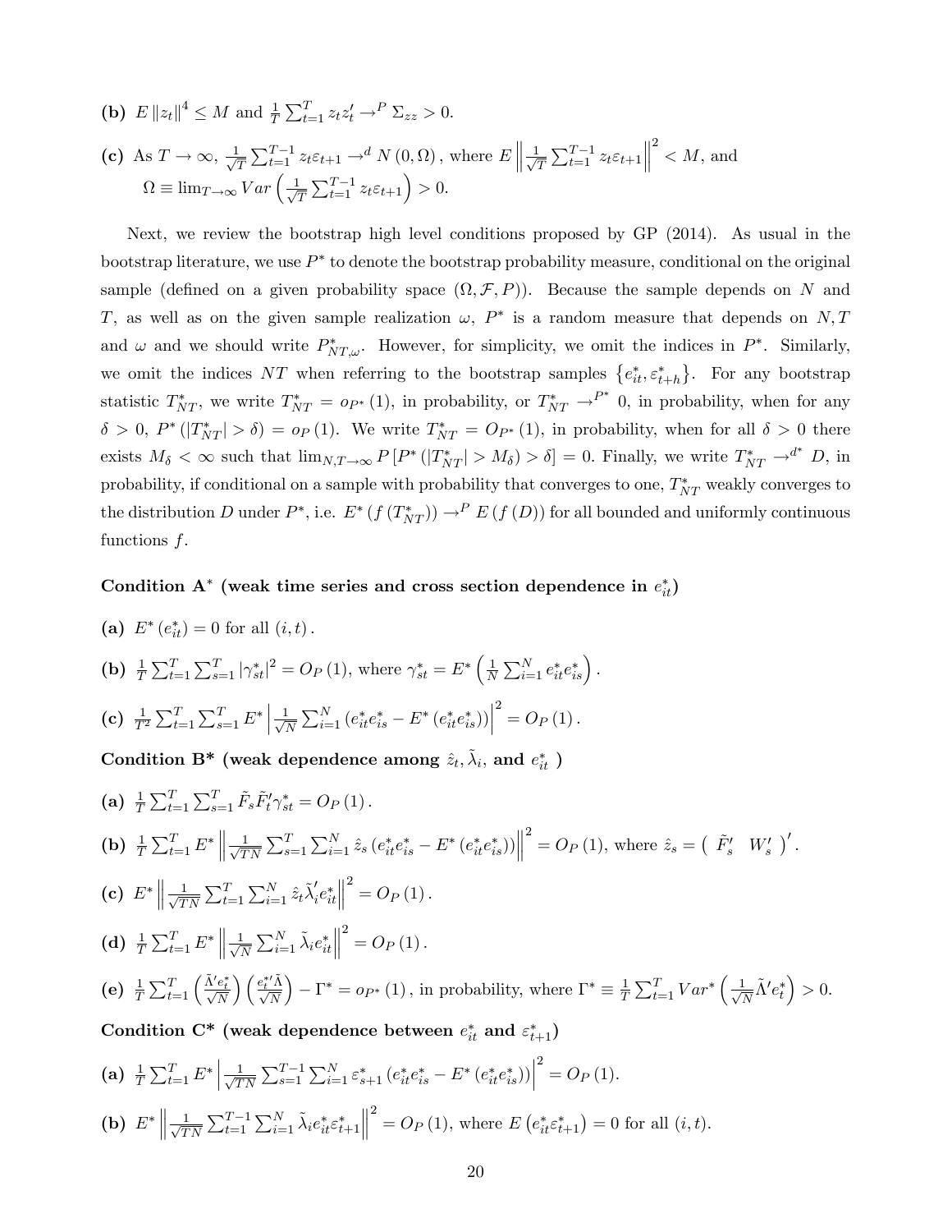**(b)** $E\left\|z_t\right\|^4 \leq M$ and $\frac{1}{T}\sum_{t=1}^{T} z_t z_t' \to^P \Sigma_{zz} > 0.$

**(c)** As $T \to \infty$, $\frac{1}{\sqrt{T}}\sum_{t=1}^{T-1} z_t \varepsilon_{t+1} \to^d N(0, \Omega)$, where $E\left\|\frac{1}{\sqrt{T}}\sum_{t=1}^{T-1} z_t \varepsilon_{t+1}\right\|^2 < M$, and $\Omega \equiv \lim_{T\to\infty} Var\left(\frac{1}{\sqrt{T}}\sum_{t=1}^{T-1} z_t \varepsilon_{t+1}\right) > 0.$

Next, we review the bootstrap high level conditions proposed by GP (2014). As usual in the bootstrap literature, we use $P^*$ to denote the bootstrap probability measure, conditional on the original sample (defined on a given probability space $(\Omega, \mathcal{F}, P)$). Because the sample depends on $N$ and $T$, as well as on the given sample realization $\omega$, $P^*$ is a random measure that depends on $N, T$ and $\omega$ and we should write $P^*_{NT,\omega}$. However, for simplicity, we omit the indices in $P^*$. Similarly, we omit the indices $NT$ when referring to the bootstrap samples $\left\{e^*_{it}, \varepsilon^*_{t+h}\right\}$. For any bootstrap statistic $T^*_{NT}$, we write $T^*_{NT} = o_{P^*}(1)$, in probability, or $T^*_{NT} \to^{P^*} 0$, in probability, when for any $\delta > 0$, $P^*\left(\left|T^*_{NT}\right| > \delta\right) = o_P(1)$. We write $T^*_{NT} = O_{P^*}(1)$, in probability, when for all $\delta > 0$ there exists $M_\delta < \infty$ such that $\lim_{N,T\to\infty} P\left[P^*\left(\left|T^*_{NT}\right| > M_\delta\right) > \delta\right] = 0$. Finally, we write $T^*_{NT} \to^{d^*} D$, in probability, if conditional on a sample with probability that converges to one, $T^*_{NT}$ weakly converges to the distribution $D$ under $P^*$, i.e. $E^*\left(f\left(T^*_{NT}\right)\right) \to^P E\left(f(D)\right)$ for all bounded and uniformly continuous functions $f$.

**Condition A$^*$ (weak time series and cross section dependence in $e^*_{it}$)**

**(a)** $E^*\left(e^*_{it}\right) = 0$ for all $(i, t)$.

**(b)** $\frac{1}{T}\sum_{t=1}^{T}\sum_{s=1}^{T}\left|\gamma^*_{st}\right|^2 = O_P(1)$, where $\gamma^*_{st} = E^*\left(\frac{1}{N}\sum_{i=1}^{N} e^*_{it} e^*_{is}\right)$.

**(c)** $\frac{1}{T^2}\sum_{t=1}^{T}\sum_{s=1}^{T} E^*\left|\frac{1}{\sqrt{N}}\sum_{i=1}^{N}\left(e^*_{it} e^*_{is} - E^*\left(e^*_{it} e^*_{is}\right)\right)\right|^2 = O_P(1)$.

**Condition B\* (weak dependence among $\hat{z}_t, \tilde{\lambda}_i$, and $e^*_{it}$ )**

**(a)** $\frac{1}{T}\sum_{t=1}^{T}\sum_{s=1}^{T} \tilde{F}_s \tilde{F}_t' \gamma^*_{st} = O_P(1)$.

**(b)** $\frac{1}{T}\sum_{t=1}^{T} E^*\left\|\frac{1}{\sqrt{TN}}\sum_{s=1}^{T}\sum_{i=1}^{N} \hat{z}_s\left(e^*_{it} e^*_{is} - E^*\left(e^*_{it} e^*_{is}\right)\right)\right\|^2 = O_P(1)$, where $\hat{z}_s = \begin{pmatrix} \tilde{F}_s' & W_s' \end{pmatrix}'$.

**(c)** $E^*\left\|\frac{1}{\sqrt{TN}}\sum_{t=1}^{T}\sum_{i=1}^{N} \hat{z}_t \tilde{\lambda}_i' e^*_{it}\right\|^2 = O_P(1)$.

**(d)** $\frac{1}{T}\sum_{t=1}^{T} E^*\left\|\frac{1}{\sqrt{N}}\sum_{i=1}^{N} \tilde{\lambda}_i e^*_{it}\right\|^2 = O_P(1)$.

**(e)** $\frac{1}{T}\sum_{t=1}^{T}\left(\frac{\tilde{\Lambda}' e^*_t}{\sqrt{N}}\right)\left(\frac{e^{*\prime}_t \tilde{\Lambda}}{\sqrt{N}}\right) - \Gamma^* = o_{P^*}(1)$, in probability, where $\Gamma^* \equiv \frac{1}{T}\sum_{t=1}^{T} Var^*\left(\frac{1}{\sqrt{N}}\tilde{\Lambda}' e^*_t\right) > 0$.

**Condition C\* (weak dependence between $e^*_{it}$ and $\varepsilon^*_{t+1}$)**

**(a)** $\frac{1}{T}\sum_{t=1}^{T} E^*\left|\frac{1}{\sqrt{TN}}\sum_{s=1}^{T-1}\sum_{i=1}^{N} \varepsilon^*_{s+1}\left(e^*_{it} e^*_{is} - E^*\left(e^*_{it} e^*_{is}\right)\right)\right|^2 = O_P(1)$.

**(b)** $E^*\left\|\frac{1}{\sqrt{TN}}\sum_{t=1}^{T-1}\sum_{i=1}^{N} \tilde{\lambda}_i e^*_{it} \varepsilon^*_{t+1}\right\|^2 = O_P(1)$, where $E\left(e^*_{it}\varepsilon^*_{t+1}\right) = 0$ for all $(i, t)$.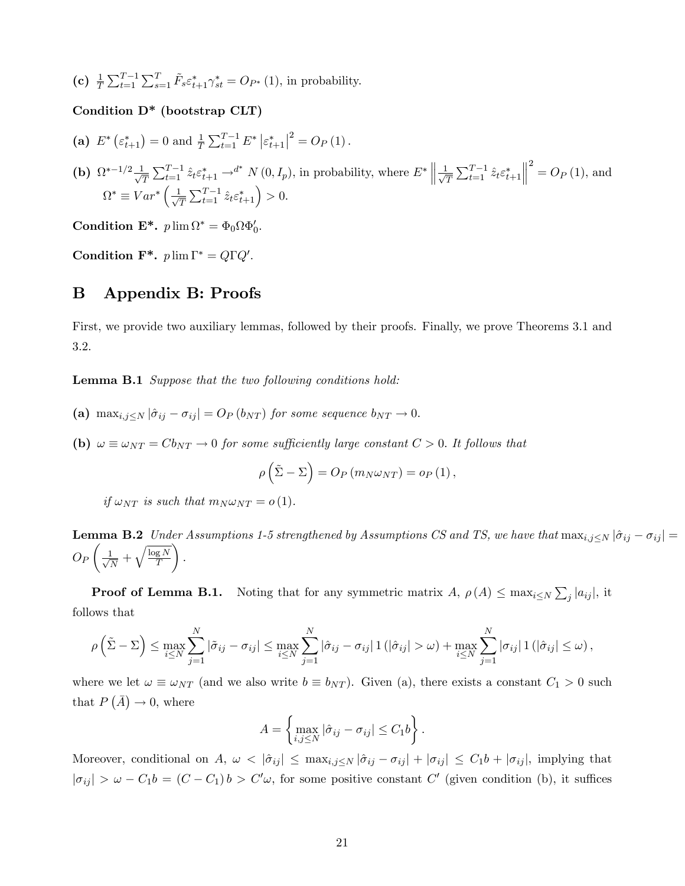**(c)** $\frac{1}{T}\sum_{t=1}^{T-1}\sum_{s=1}^{T}\tilde{F}_s\varepsilon_{t+1}^*\gamma_{st}^* = O_{P^*}(1)$, in probability.

**Condition D\* (bootstrap CLT)**

**(a)** $E^*\left(\varepsilon_{t+1}^*\right) = 0$ and $\frac{1}{T}\sum_{t=1}^{T-1}E^*\left|\varepsilon_{t+1}^*\right|^2 = O_P(1)$.

**(b)** $\Omega^{*-1/2}\frac{1}{\sqrt{T}}\sum_{t=1}^{T-1}\hat{z}_t\varepsilon_{t+1}^* \to^{d^*} N(0, I_p)$, in probability, where $E^*\left\|\frac{1}{\sqrt{T}}\sum_{t=1}^{T-1}\hat{z}_t\varepsilon_{t+1}^*\right\|^2 = O_P(1)$, and $\Omega^* \equiv Var^*\left(\frac{1}{\sqrt{T}}\sum_{t=1}^{T-1}\hat{z}_t\varepsilon_{t+1}^*\right) > 0$.

**Condition E\*.** $p\lim\Omega^* = \Phi_0\Omega\Phi_0'$.

**Condition F\*.** $p\lim\Gamma^* = Q\Gamma Q'$.

# B Appendix B: Proofs

First, we provide two auxiliary lemmas, followed by their proofs. Finally, we prove Theorems 3.1 and 3.2.

**Lemma B.1** *Suppose that the two following conditions hold:*

**(a)** $\max_{i,j\leq N}|\hat{\sigma}_{ij} - \sigma_{ij}| = O_P(b_{NT})$ *for some sequence* $b_{NT} \to 0$.

**(b)** $\omega \equiv \omega_{NT} = Cb_{NT} \to 0$ *for some sufficiently large constant* $C > 0$. *It follows that*

$$\rho\left(\tilde{\Sigma} - \Sigma\right) = O_P(m_N\omega_{NT}) = o_P(1),$$

*if* $\omega_{NT}$ *is such that* $m_N\omega_{NT} = o(1)$.

**Lemma B.2** *Under Assumptions 1-5 strengthened by Assumptions CS and TS, we have that* $\max_{i,j\leq N}|\hat{\sigma}_{ij} - \sigma_{ij}| = O_P\left(\frac{1}{\sqrt{N}} + \sqrt{\frac{\log N}{T}}\right)$.

**Proof of Lemma B.1.** Noting that for any symmetric matrix $A$, $\rho(A) \leq \max_{i\leq N}\sum_j|a_{ij}|$, it follows that

$$\rho\left(\tilde{\Sigma} - \Sigma\right) \leq \max_{i\leq N}\sum_{j=1}^{N}|\tilde{\sigma}_{ij} - \sigma_{ij}| \leq \max_{i\leq N}\sum_{j=1}^{N}|\hat{\sigma}_{ij} - \sigma_{ij}|\,1(|\hat{\sigma}_{ij}| > \omega) + \max_{i\leq N}\sum_{j=1}^{N}|\sigma_{ij}|\,1(|\hat{\sigma}_{ij}| \leq \omega),$$

where we let $\omega \equiv \omega_{NT}$ (and we also write $b \equiv b_{NT}$). Given (a), there exists a constant $C_1 > 0$ such that $P\left(\bar{A}\right) \to 0$, where

$$A = \left\{\max_{i,j\leq N}|\hat{\sigma}_{ij} - \sigma_{ij}| \leq C_1 b\right\}.$$

Moreover, conditional on $A$, $\omega < |\hat{\sigma}_{ij}| \leq \max_{i,j\leq N}|\hat{\sigma}_{ij} - \sigma_{ij}| + |\sigma_{ij}| \leq C_1 b + |\sigma_{ij}|$, implying that $|\sigma_{ij}| > \omega - C_1 b = (C - C_1)\,b > C'\omega$, for some positive constant $C'$ (given condition (b), it suffices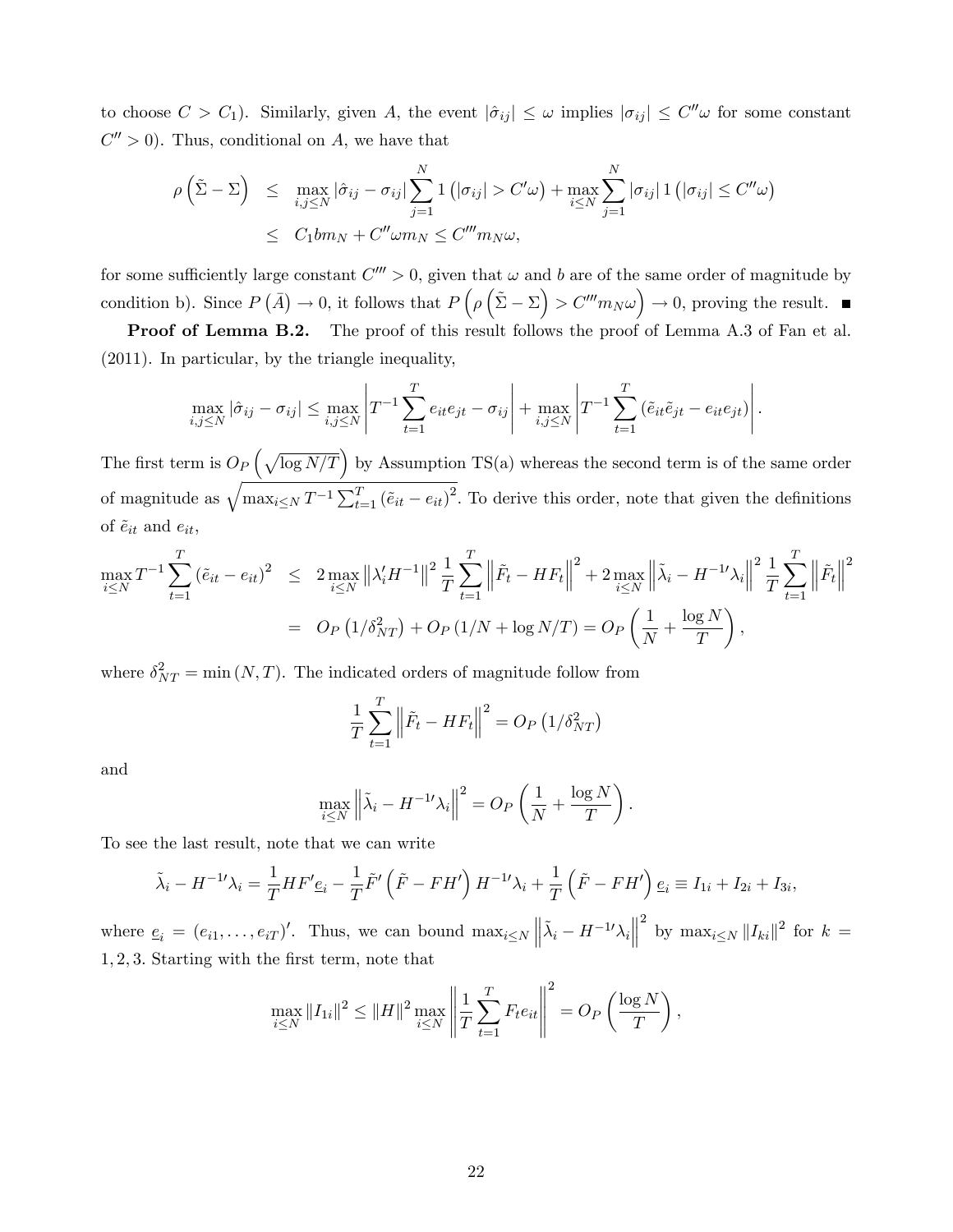to choose $C > C_1$). Similarly, given $A$, the event $|\hat{\sigma}_{ij}| \leq \omega$ implies $|\sigma_{ij}| \leq C''\omega$ for some constant $C'' > 0$). Thus, conditional on $A$, we have that

$$
\begin{aligned}
\rho\left(\tilde{\Sigma} - \Sigma\right) &\leq \max_{i,j \leq N} |\hat{\sigma}_{ij} - \sigma_{ij}| \sum_{j=1}^{N} 1\left(|\sigma_{ij}| > C'\omega\right) + \max_{i \leq N} \sum_{j=1}^{N} |\sigma_{ij}| \, 1\left(|\sigma_{ij}| \leq C''\omega\right) \\
&\leq C_1 b m_N + C''\omega m_N \leq C''' m_N \omega,
\end{aligned}
$$

for some sufficiently large constant $C''' > 0$, given that $\omega$ and $b$ are of the same order of magnitude by condition b). Since $P\left(\bar{A}\right) \to 0$, it follows that $P\left(\rho\left(\tilde{\Sigma} - \Sigma\right) > C''' m_N \omega\right) \to 0$, proving the result. ■

**Proof of Lemma B.2.** The proof of this result follows the proof of Lemma A.3 of Fan et al. (2011). In particular, by the triangle inequality,

$$
\max_{i,j \leq N} |\hat{\sigma}_{ij} - \sigma_{ij}| \leq \max_{i,j \leq N} \left| T^{-1} \sum_{t=1}^{T} e_{it} e_{jt} - \sigma_{ij} \right| + \max_{i,j \leq N} \left| T^{-1} \sum_{t=1}^{T} \left(\tilde{e}_{it} \tilde{e}_{jt} - e_{it} e_{jt}\right) \right|.
$$

The first term is $O_P\left(\sqrt{\log N / T}\right)$ by Assumption TS(a) whereas the second term is of the same order of magnitude as $\sqrt{\max_{i \leq N} T^{-1} \sum_{t=1}^{T} \left(\tilde{e}_{it} - e_{it}\right)^2}$. To derive this order, note that given the definitions of $\tilde{e}_{it}$ and $e_{it}$,

$$
\begin{aligned}
\max_{i \leq N} T^{-1} \sum_{t=1}^{T} \left(\tilde{e}_{it} - e_{it}\right)^2 &\leq 2 \max_{i \leq N} \left\| \lambda_i' H^{-1} \right\|^2 \frac{1}{T} \sum_{t=1}^{T} \left\| \tilde{F}_t - H F_t \right\|^2 + 2 \max_{i \leq N} \left\| \tilde{\lambda}_i - H^{-1\prime} \lambda_i \right\|^2 \frac{1}{T} \sum_{t=1}^{T} \left\| \tilde{F}_t \right\|^2 \\
&= O_P\left(1/\delta_{NT}^2\right) + O_P\left(1/N + \log N / T\right) = O_P\left(\frac{1}{N} + \frac{\log N}{T}\right),
\end{aligned}
$$

where $\delta_{NT}^2 = \min(N, T)$. The indicated orders of magnitude follow from

$$
\frac{1}{T} \sum_{t=1}^{T} \left\| \tilde{F}_t - H F_t \right\|^2 = O_P\left(1/\delta_{NT}^2\right)
$$

and

$$
\max_{i \leq N} \left\| \tilde{\lambda}_i - H^{-1\prime} \lambda_i \right\|^2 = O_P\left(\frac{1}{N} + \frac{\log N}{T}\right).
$$

To see the last result, note that we can write

$$
\tilde{\lambda}_i - H^{-1\prime} \lambda_i = \frac{1}{T} H F' \underline{e}_i - \frac{1}{T} \tilde{F}' \left(\tilde{F} - F H'\right) H^{-1\prime} \lambda_i + \frac{1}{T} \left(\tilde{F} - F H'\right) \underline{e}_i \equiv I_{1i} + I_{2i} + I_{3i},
$$

where $\underline{e}_i = (e_{i1}, \ldots, e_{iT})'$. Thus, we can bound $\max_{i \leq N} \left\| \tilde{\lambda}_i - H^{-1\prime} \lambda_i \right\|^2$ by $\max_{i \leq N} \|I_{ki}\|^2$ for $k = 1, 2, 3$. Starting with the first term, note that

$$
\max_{i \leq N} \|I_{1i}\|^2 \leq \|H\|^2 \max_{i \leq N} \left\| \frac{1}{T} \sum_{t=1}^{T} F_t e_{it} \right\|^2 = O_P\left(\frac{\log N}{T}\right),
$$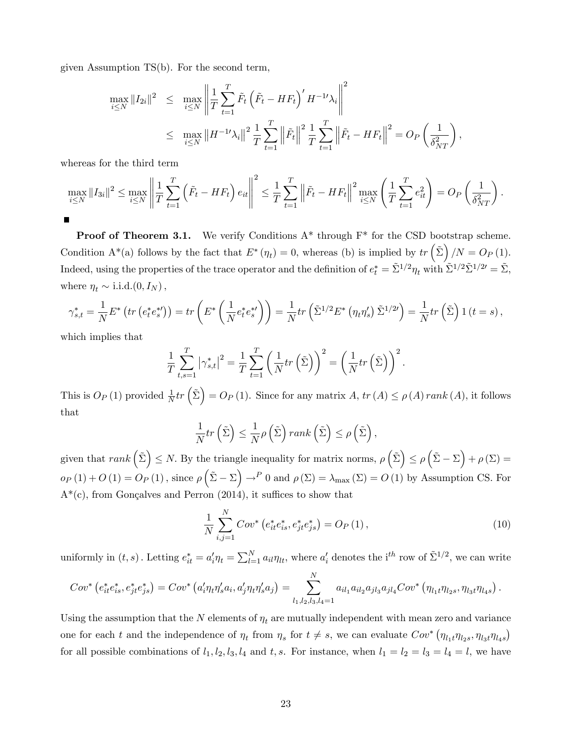given Assumption TS(b). For the second term,

$$
\begin{aligned}
\max_{i\leq N}\|I_{2i}\|^2 &\leq \max_{i\leq N}\left\|\frac{1}{T}\sum_{t=1}^{T}\tilde{F}_t\left(\tilde{F}_t-HF_t\right)'H^{-1\prime}\lambda_i\right\|^2\\
&\leq \max_{i\leq N}\left\|H^{-1\prime}\lambda_i\right\|^2\frac{1}{T}\sum_{t=1}^{T}\left\|\tilde{F}_t\right\|^2\frac{1}{T}\sum_{t=1}^{T}\left\|\tilde{F}_t-HF_t\right\|^2=O_P\left(\frac{1}{\delta_{NT}^2}\right),
\end{aligned}
$$

whereas for the third term

$$
\max_{i\leq N}\|I_{3i}\|^2\leq \max_{i\leq N}\left\|\frac{1}{T}\sum_{t=1}^{T}\left(\tilde{F}_t-HF_t\right)e_{it}\right\|^2\leq \frac{1}{T}\sum_{t=1}^{T}\left\|\tilde{F}_t-HF_t\right\|^2\max_{i\leq N}\left(\frac{1}{T}\sum_{t=1}^{T}e_{it}^2\right)=O_P\left(\frac{1}{\delta_{NT}^2}\right).
$$

■

**Proof of Theorem 3.1.** We verify Conditions A* through F* for the CSD bootstrap scheme. Condition A*(a) follows by the fact that $E^*(\eta_t)=0$, whereas (b) is implied by $tr\left(\tilde{\Sigma}\right)/N=O_P(1)$. Indeed, using the properties of the trace operator and the definition of $e_t^*=\tilde{\Sigma}^{1/2}\eta_t$ with $\tilde{\Sigma}^{1/2}\tilde{\Sigma}^{1/2\prime}=\tilde{\Sigma}$, where $\eta_t\sim$ i.i.d.$(0,I_N)$,

$$
\gamma_{s,t}^*=\frac{1}{N}E^*\left(tr\left(e_t^*e_s^{*\prime}\right)\right)=tr\left(E^*\left(\frac{1}{N}e_t^*e_s^{*\prime}\right)\right)=\frac{1}{N}tr\left(\tilde{\Sigma}^{1/2}E^*\left(\eta_t\eta_s'\right)\tilde{\Sigma}^{1/2\prime}\right)=\frac{1}{N}tr\left(\tilde{\Sigma}\right)1\left(t=s\right),
$$

which implies that

$$
\frac{1}{T}\sum_{t,s=1}^{T}\left|\gamma_{s,t}^*\right|^2=\frac{1}{T}\sum_{t=1}^{T}\left(\frac{1}{N}tr\left(\tilde{\Sigma}\right)\right)^2=\left(\frac{1}{N}tr\left(\tilde{\Sigma}\right)\right)^2.
$$

This is $O_P(1)$ provided $\frac{1}{N}tr\left(\tilde{\Sigma}\right)=O_P(1)$. Since for any matrix $A$, $tr(A)\leq\rho(A)\,rank(A)$, it follows that

$$
\frac{1}{N}tr\left(\tilde{\Sigma}\right)\leq\frac{1}{N}\rho\left(\tilde{\Sigma}\right)rank\left(\tilde{\Sigma}\right)\leq\rho\left(\tilde{\Sigma}\right),
$$

given that $rank\left(\tilde{\Sigma}\right)\leq N$. By the triangle inequality for matrix norms, $\rho\left(\tilde{\Sigma}\right)\leq\rho\left(\tilde{\Sigma}-\Sigma\right)+\rho(\Sigma)=o_P(1)+O(1)=O_P(1)$, since $\rho\left(\tilde{\Sigma}-\Sigma\right)\rightarrow^P 0$ and $\rho(\Sigma)=\lambda_{\max}(\Sigma)=O(1)$ by Assumption CS. For A*(c), from Gonçalves and Perron (2014), it suffices to show that

$$
\frac{1}{N}\sum_{i,j=1}^{N}Cov^*\left(e_{it}^*e_{is}^*,e_{jt}^*e_{js}^*\right)=O_P(1), \tag{10}
$$

uniformly in $(t,s)$. Letting $e_{it}^*=a_i'\eta_t=\sum_{l=1}^{N}a_{il}\eta_{lt}$, where $a_i'$ denotes the i$^{th}$ row of $\tilde{\Sigma}^{1/2}$, we can write

$$
Cov^*\left(e_{it}^*e_{is}^*,e_{jt}^*e_{js}^*\right)=Cov^*\left(a_i'\eta_t\eta_s'a_i,a_j'\eta_t\eta_s'a_j\right)=\sum_{l_1,l_2,l_3,l_4=1}^{N}a_{il_1}a_{il_2}a_{jl_3}a_{jl_4}Cov^*\left(\eta_{l_1t}\eta_{l_2s},\eta_{l_3t}\eta_{l_4s}\right).
$$

Using the assumption that the $N$ elements of $\eta_t$ are mutually independent with mean zero and variance one for each $t$ and the independence of $\eta_t$ from $\eta_s$ for $t\neq s$, we can evaluate $Cov^*\left(\eta_{l_1t}\eta_{l_2s},\eta_{l_3t}\eta_{l_4s}\right)$ for all possible combinations of $l_1,l_2,l_3,l_4$ and $t,s$. For instance, when $l_1=l_2=l_3=l_4=l$, we have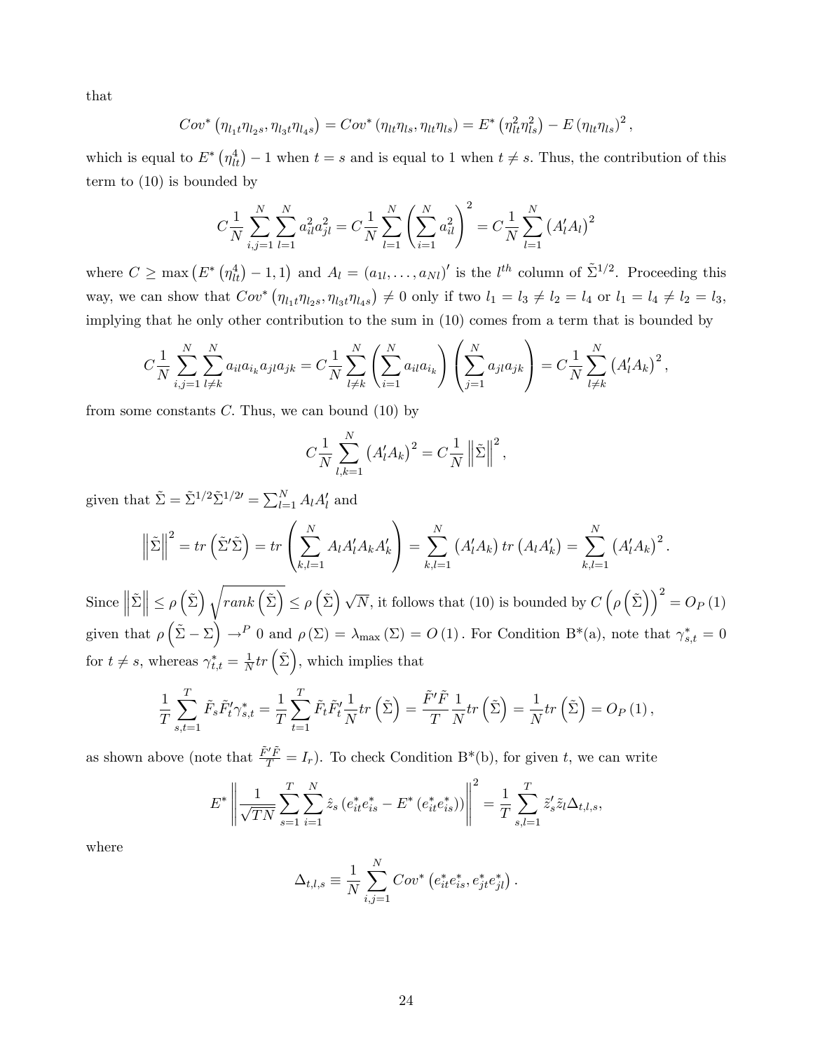that

$$Cov^*\left(\eta_{l_1t}\eta_{l_2s},\eta_{l_3t}\eta_{l_4s}\right)=Cov^*\left(\eta_{lt}\eta_{ls},\eta_{lt}\eta_{ls}\right)=E^*\left(\eta_{lt}^2\eta_{ls}^2\right)-E\left(\eta_{lt}\eta_{ls}\right)^2,$$

which is equal to $E^*\left(\eta_{lt}^4\right)-1$ when $t=s$ and is equal to 1 when $t\neq s$. Thus, the contribution of this term to (10) is bounded by

$$C\frac{1}{N}\sum_{i,j=1}^N\sum_{l=1}^N a_{il}^2a_{jl}^2=C\frac{1}{N}\sum_{l=1}^N\left(\sum_{i=1}^N a_{il}^2\right)^2=C\frac{1}{N}\sum_{l=1}^N\left(A_l'A_l\right)^2$$

where $C\geq\max\left(E^*\left(\eta_{lt}^4\right)-1,1\right)$ and $A_l=(a_{1l},\ldots,a_{Nl})'$ is the $l^{th}$ column of $\tilde{\Sigma}^{1/2}$. Proceeding this way, we can show that $Cov^*\left(\eta_{l_1t}\eta_{l_2s},\eta_{l_3t}\eta_{l_4s}\right)\neq 0$ only if two $l_1=l_3\neq l_2=l_4$ or $l_1=l_4\neq l_2=l_3$, implying that he only other contribution to the sum in (10) comes from a term that is bounded by

$$C\frac{1}{N}\sum_{i,j=1}^N\sum_{l\neq k}^N a_{il}a_{i_k}a_{jl}a_{jk}=C\frac{1}{N}\sum_{l\neq k}^N\left(\sum_{i=1}^N a_{il}a_{i_k}\right)\left(\sum_{j=1}^N a_{jl}a_{jk}\right)=C\frac{1}{N}\sum_{l\neq k}^N\left(A_l'A_k\right)^2,$$

from some constants $C$. Thus, we can bound (10) by

$$C\frac{1}{N}\sum_{l,k=1}^N\left(A_l'A_k\right)^2=C\frac{1}{N}\left\|\tilde{\Sigma}\right\|^2,$$

given that $\tilde{\Sigma}=\tilde{\Sigma}^{1/2}\tilde{\Sigma}^{1/2\prime}=\sum_{l=1}^N A_lA_l'$ and

$$\left\|\tilde{\Sigma}\right\|^2=tr\left(\tilde{\Sigma}'\tilde{\Sigma}\right)=tr\left(\sum_{k,l=1}^N A_lA_l'A_kA_k'\right)=\sum_{k,l=1}^N\left(A_l'A_k\right)tr\left(A_lA_k'\right)=\sum_{k,l=1}^N\left(A_l'A_k\right)^2.$$

Since $\left\|\tilde{\Sigma}\right\|\leq\rho\left(\tilde{\Sigma}\right)\sqrt{rank\left(\tilde{\Sigma}\right)}\leq\rho\left(\tilde{\Sigma}\right)\sqrt{N}$, it follows that (10) is bounded by $C\left(\rho\left(\tilde{\Sigma}\right)\right)^2=O_P(1)$ given that $\rho\left(\tilde{\Sigma}-\Sigma\right)\to^P 0$ and $\rho(\Sigma)=\lambda_{\max}(\Sigma)=O(1)$. For Condition B\*(a), note that $\gamma_{s,t}^*=0$ for $t\neq s$, whereas $\gamma_{t,t}^*=\frac{1}{N}tr\left(\tilde{\Sigma}\right)$, which implies that

$$\frac{1}{T}\sum_{s,t=1}^T\tilde{F}_s\tilde{F}_t'\gamma_{s,t}^*=\frac{1}{T}\sum_{t=1}^T\tilde{F}_t\tilde{F}_t'\frac{1}{N}tr\left(\tilde{\Sigma}\right)=\frac{\tilde{F}'\tilde{F}}{T}\frac{1}{N}tr\left(\tilde{\Sigma}\right)=\frac{1}{N}tr\left(\tilde{\Sigma}\right)=O_P(1),$$

as shown above (note that $\frac{\tilde{F}'\tilde{F}}{T}=I_r$). To check Condition B\*(b), for given $t$, we can write

$$E^*\left\|\frac{1}{\sqrt{TN}}\sum_{s=1}^T\sum_{i=1}^N\hat{z}_s\left(e_{it}^*e_{is}^*-E^*\left(e_{it}^*e_{is}^*\right)\right)\right\|^2=\frac{1}{T}\sum_{s,l=1}^T\tilde{z}_s'\tilde{z}_l\Delta_{t,l,s},$$

where

$$\Delta_{t,l,s}\equiv\frac{1}{N}\sum_{i,j=1}^N Cov^*\left(e_{it}^*e_{is}^*,e_{jt}^*e_{jl}^*\right).$$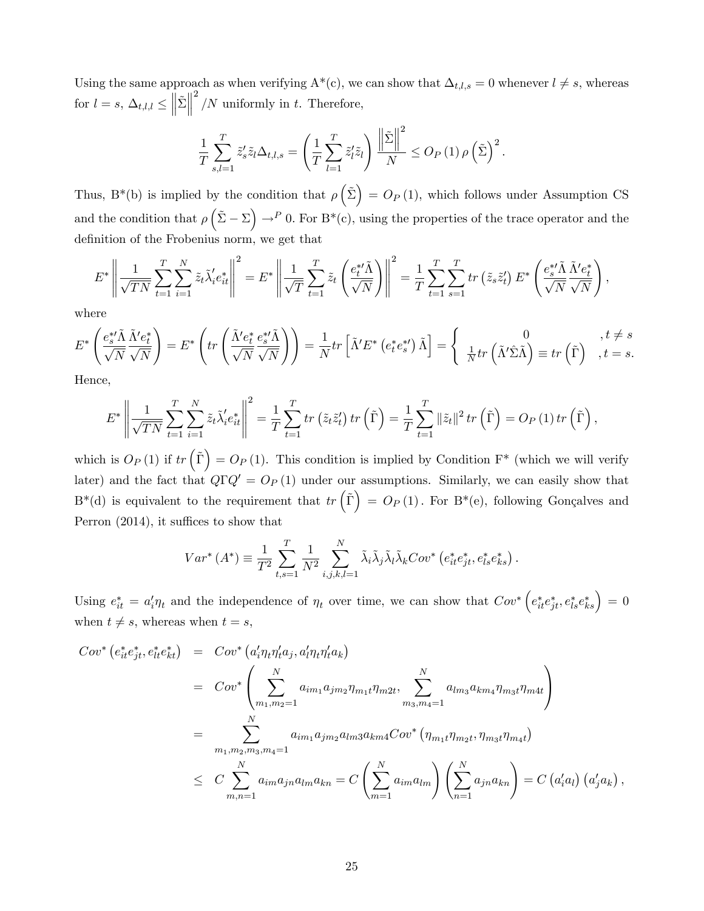Using the same approach as when verifying A*(c), we can show that $\Delta_{t,l,s} = 0$ whenever $l \neq s$, whereas for $l = s$, $\Delta_{t,l,l} \leq \left\|\tilde{\Sigma}\right\|^2 / N$ uniformly in $t$. Therefore,

$$\frac{1}{T}\sum_{s,l=1}^{T} \tilde{z}_s' \tilde{z}_l \Delta_{t,l,s} = \left(\frac{1}{T}\sum_{l=1}^{T} \tilde{z}_l' \tilde{z}_l\right) \frac{\left\|\tilde{\Sigma}\right\|^2}{N} \leq O_P(1)\, \rho\left(\tilde{\Sigma}\right)^2.$$

Thus, B*(b) is implied by the condition that $\rho\left(\tilde{\Sigma}\right) = O_P(1)$, which follows under Assumption CS and the condition that $\rho\left(\tilde{\Sigma} - \Sigma\right) \to^P 0$. For B*(c), using the properties of the trace operator and the definition of the Frobenius norm, we get that

$$E^*\left\|\frac{1}{\sqrt{TN}}\sum_{t=1}^{T}\sum_{i=1}^{N} \tilde{z}_t \tilde{\lambda}_i' e_{it}^*\right\|^2 = E^*\left\|\frac{1}{\sqrt{T}}\sum_{t=1}^{T} \tilde{z}_t \left(\frac{e_t^{*\prime}\tilde{\Lambda}}{\sqrt{N}}\right)\right\|^2 = \frac{1}{T}\sum_{t=1}^{T}\sum_{s=1}^{T} tr\left(\tilde{z}_s \tilde{z}_t'\right) E^*\left(\frac{e_s^{*\prime}\tilde{\Lambda}}{\sqrt{N}} \frac{\tilde{\Lambda}' e_t^*}{\sqrt{N}}\right),$$

where

$$E^*\left(\frac{e_s^{*\prime}\tilde{\Lambda}}{\sqrt{N}} \frac{\tilde{\Lambda}' e_t^*}{\sqrt{N}}\right) = E^*\left(tr\left(\frac{\tilde{\Lambda}' e_t^*}{\sqrt{N}} \frac{e_s^{*\prime}\tilde{\Lambda}}{\sqrt{N}}\right)\right) = \frac{1}{N} tr\left[\tilde{\Lambda}' E^*\left(e_t^* e_s^{*\prime}\right)\tilde{\Lambda}\right] = \begin{cases} 0 & , t \neq s \\ \frac{1}{N} tr\left(\tilde{\Lambda}'\hat{\Sigma}\tilde{\Lambda}\right) \equiv tr\left(\tilde{\Gamma}\right) & , t = s. \end{cases}$$

Hence,

$$E^*\left\|\frac{1}{\sqrt{TN}}\sum_{t=1}^{T}\sum_{i=1}^{N} \tilde{z}_t \tilde{\lambda}_i' e_{it}^*\right\|^2 = \frac{1}{T}\sum_{t=1}^{T} tr\left(\tilde{z}_t \tilde{z}_t'\right) tr\left(\tilde{\Gamma}\right) = \frac{1}{T}\sum_{t=1}^{T} \left\|\tilde{z}_t\right\|^2 tr\left(\tilde{\Gamma}\right) = O_P(1)\, tr\left(\tilde{\Gamma}\right),$$

which is $O_P(1)$ if $tr\left(\tilde{\Gamma}\right) = O_P(1)$. This condition is implied by Condition F* (which we will verify later) and the fact that $Q\Gamma Q' = O_P(1)$ under our assumptions. Similarly, we can easily show that B*(d) is equivalent to the requirement that $tr\left(\tilde{\Gamma}\right) = O_P(1)$. For B*(e), following Gonçalves and Perron (2014), it suffices to show that

$$Var^*(A^*) \equiv \frac{1}{T^2}\sum_{t,s=1}^{T} \frac{1}{N^2}\sum_{i,j,k,l=1}^{N} \tilde{\lambda}_i \tilde{\lambda}_j \tilde{\lambda}_l \tilde{\lambda}_k Cov^*\left(e_{it}^* e_{jt}^*, e_{ls}^* e_{ks}^*\right).$$

Using $e_{it}^* = a_i'\eta_t$ and the independence of $\eta_t$ over time, we can show that $Cov^*\left(e_{it}^* e_{jt}^*, e_{ls}^* e_{ks}^*\right) = 0$ when $t \neq s$, whereas when $t = s$,

$$\begin{aligned}
Cov^*\left(e_{it}^* e_{jt}^*, e_{lt}^* e_{kt}^*\right) &= Cov^*\left(a_i'\eta_t\eta_t' a_j, a_l'\eta_t\eta_t' a_k\right) \\
&= Cov^*\left(\sum_{m_1,m_2=1}^{N} a_{im_1} a_{jm_2} \eta_{m_1t}\eta_{m_2t}, \sum_{m_3,m_4=1}^{N} a_{lm_3} a_{km_4} \eta_{m_3t}\eta_{m_4t}\right) \\
&= \sum_{m_1,m_2,m_3,m_4=1}^{N} a_{im_1} a_{jm_2} a_{lm_3} a_{km_4} Cov^*\left(\eta_{m_1t}\eta_{m_2t}, \eta_{m_3t}\eta_{m_4t}\right) \\
&\leq C\sum_{m,n=1}^{N} a_{im} a_{jn} a_{lm} a_{kn} = C\left(\sum_{m=1}^{N} a_{im} a_{lm}\right)\left(\sum_{n=1}^{N} a_{jn} a_{kn}\right) = C\left(a_i' a_l\right)\left(a_j' a_k\right),
\end{aligned}$$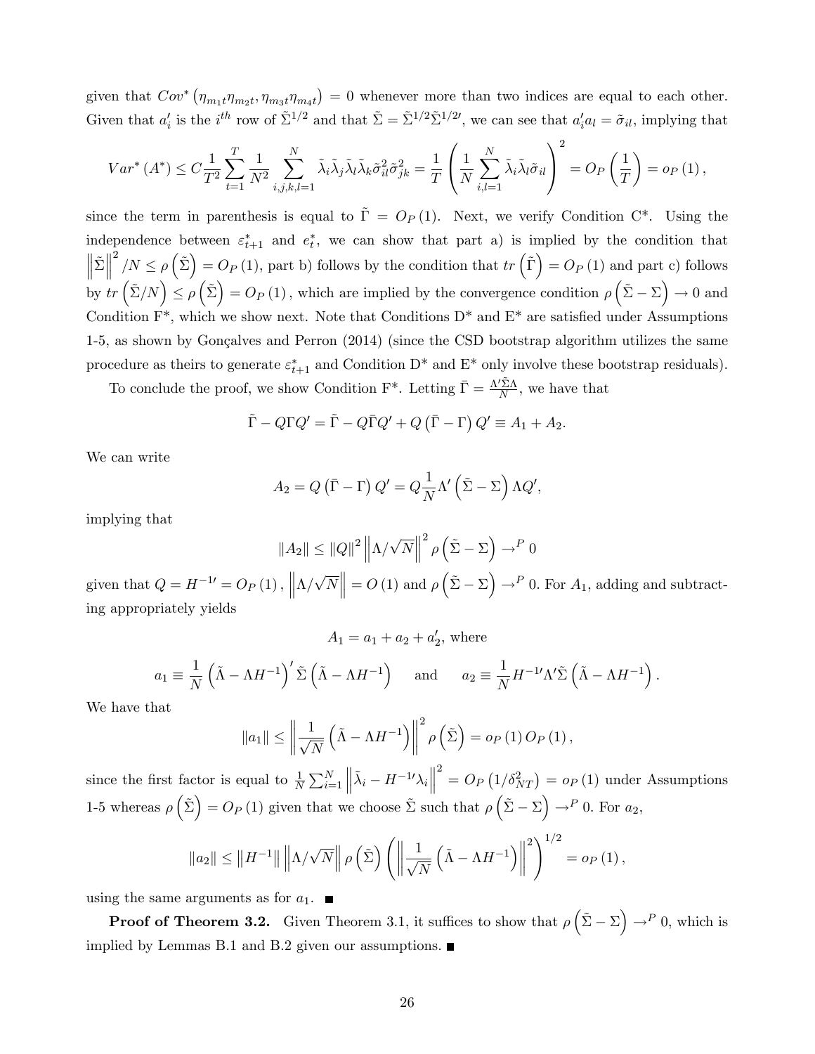given that $Cov^*\left(\eta_{m_1 t}\eta_{m_2 t}, \eta_{m_3 t}\eta_{m_4 t}\right) = 0$ whenever more than two indices are equal to each other. Given that $a_i'$ is the $i^{th}$ row of $\tilde{\Sigma}^{1/2}$ and that $\tilde{\Sigma} = \tilde{\Sigma}^{1/2}\tilde{\Sigma}^{1/2\prime}$, we can see that $a_i' a_l = \tilde{\sigma}_{il}$, implying that

$$Var^*\left(A^*\right) \leq C\frac{1}{T^2}\sum_{t=1}^{T}\frac{1}{N^2}\sum_{i,j,k,l=1}^{N}\tilde{\lambda}_i\tilde{\lambda}_j\tilde{\lambda}_l\tilde{\lambda}_k\tilde{\sigma}_{il}^2\tilde{\sigma}_{jk}^2 = \frac{1}{T}\left(\frac{1}{N}\sum_{i,l=1}^{N}\tilde{\lambda}_i\tilde{\lambda}_l\tilde{\sigma}_{il}\right)^2 = O_P\left(\frac{1}{T}\right) = o_P\left(1\right),$$

since the term in parenthesis is equal to $\tilde{\Gamma} = O_P(1)$. Next, we verify Condition C\*. Using the independence between $\varepsilon_{t+1}^*$ and $e_t^*$, we can show that part a) is implied by the condition that $\left\|\tilde{\Sigma}\right\|^2/N \leq \rho\left(\tilde{\Sigma}\right) = O_P(1)$, part b) follows by the condition that $tr\left(\tilde{\Gamma}\right) = O_P(1)$ and part c) follows by $tr\left(\tilde{\Sigma}/N\right) \leq \rho\left(\tilde{\Sigma}\right) = O_P(1)$, which are implied by the convergence condition $\rho\left(\tilde{\Sigma} - \Sigma\right) \to 0$ and Condition F\*, which we show next. Note that Conditions D\* and E\* are satisfied under Assumptions 1-5, as shown by Gonçalves and Perron (2014) (since the CSD bootstrap algorithm utilizes the same procedure as theirs to generate $\varepsilon_{t+1}^*$ and Condition D\* and E\* only involve these bootstrap residuals).

To conclude the proof, we show Condition F\*. Letting $\bar{\Gamma} = \frac{\Lambda'\tilde{\Sigma}\Lambda}{N}$, we have that

$$\tilde{\Gamma} - Q\Gamma Q' = \tilde{\Gamma} - Q\bar{\Gamma}Q' + Q\left(\bar{\Gamma} - \Gamma\right)Q' \equiv A_1 + A_2.$$

We can write

$$A_2 = Q\left(\bar{\Gamma} - \Gamma\right)Q' = Q\frac{1}{N}\Lambda'\left(\tilde{\Sigma} - \Sigma\right)\Lambda Q',$$

implying that

$$\left\|A_2\right\| \leq \left\|Q\right\|^2\left\|\Lambda/\sqrt{N}\right\|^2\rho\left(\tilde{\Sigma} - \Sigma\right) \to^P 0$$

given that $Q = H^{-1\prime} = O_P(1)$, $\left\|\Lambda/\sqrt{N}\right\| = O(1)$ and $\rho\left(\tilde{\Sigma} - \Sigma\right) \to^P 0$. For $A_1$, adding and subtracting appropriately yields

$$A_1 = a_1 + a_2 + a_2', \text{ where}$$

$$a_1 \equiv \frac{1}{N}\left(\tilde{\Lambda} - \Lambda H^{-1}\right)'\tilde{\Sigma}\left(\tilde{\Lambda} - \Lambda H^{-1}\right) \quad \text{and} \quad a_2 \equiv \frac{1}{N}H^{-1\prime}\Lambda'\tilde{\Sigma}\left(\tilde{\Lambda} - \Lambda H^{-1}\right).$$

We have that

$$\left\|a_1\right\| \leq \left\|\frac{1}{\sqrt{N}}\left(\tilde{\Lambda} - \Lambda H^{-1}\right)\right\|^2\rho\left(\tilde{\Sigma}\right) = o_P(1)\,O_P(1),$$

since the first factor is equal to $\frac{1}{N}\sum_{i=1}^{N}\left\|\tilde{\lambda}_i - H^{-1\prime}\lambda_i\right\|^2 = O_P\left(1/\delta_{NT}^2\right) = o_P(1)$ under Assumptions 1-5 whereas $\rho\left(\tilde{\Sigma}\right) = O_P(1)$ given that we choose $\tilde{\Sigma}$ such that $\rho\left(\tilde{\Sigma} - \Sigma\right) \to^P 0$. For $a_2$,

$$\left\|a_2\right\| \leq \left\|H^{-1}\right\|\left\|\Lambda/\sqrt{N}\right\|\rho\left(\tilde{\Sigma}\right)\left(\left\|\frac{1}{\sqrt{N}}\left(\tilde{\Lambda} - \Lambda H^{-1}\right)\right\|^2\right)^{1/2} = o_P(1),$$

using the same arguments as for $a_1$. ■

**Proof of Theorem 3.2.** Given Theorem 3.1, it suffices to show that $\rho\left(\tilde{\Sigma} - \Sigma\right) \to^P 0$, which is implied by Lemmas B.1 and B.2 given our assumptions. ■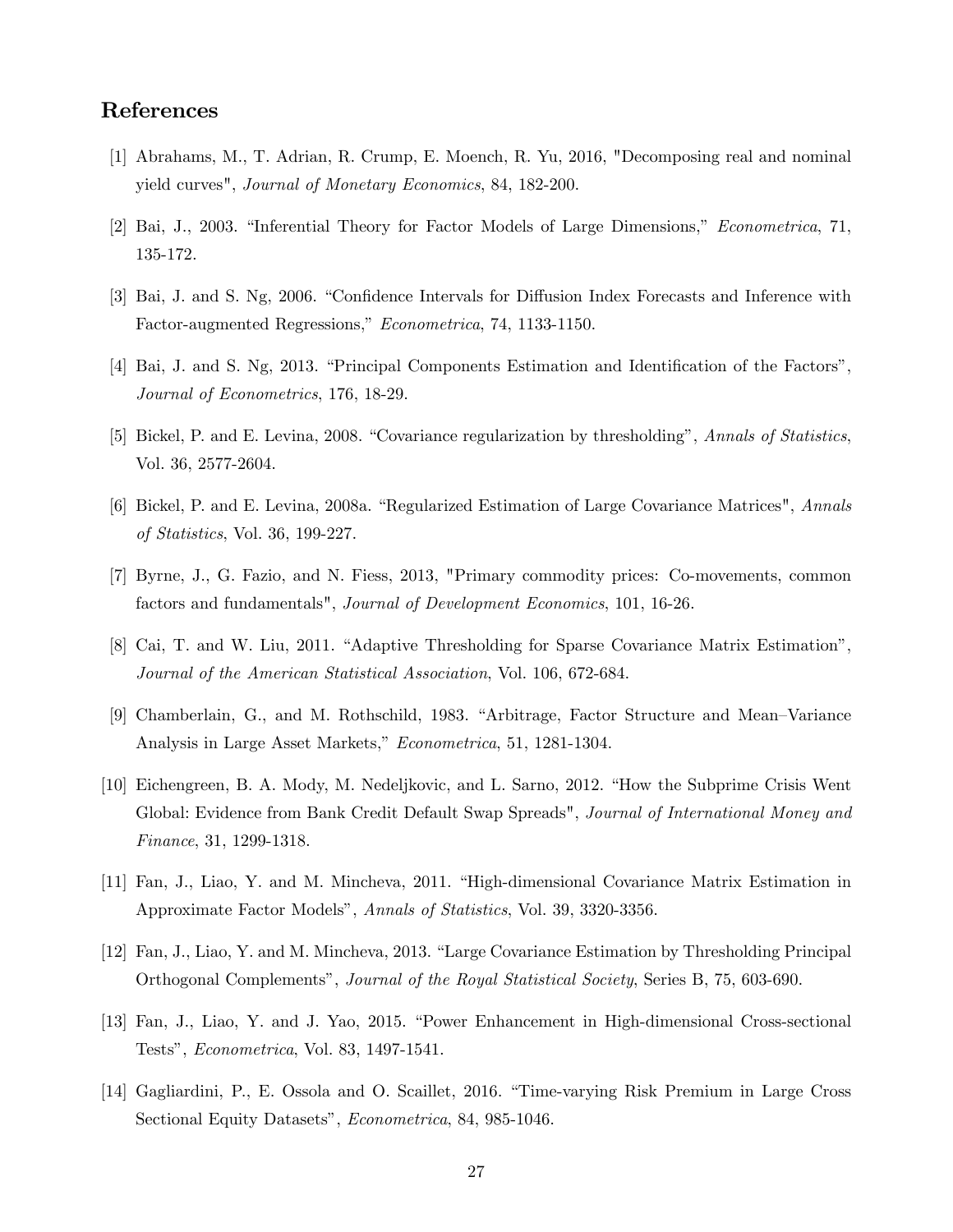## References

[1] Abrahams, M., T. Adrian, R. Crump, E. Moench, R. Yu, 2016, "Decomposing real and nominal yield curves", *Journal of Monetary Economics*, 84, 182-200.

[2] Bai, J., 2003. "Inferential Theory for Factor Models of Large Dimensions," *Econometrica*, 71, 135-172.

[3] Bai, J. and S. Ng, 2006. "Confidence Intervals for Diffusion Index Forecasts and Inference with Factor-augmented Regressions," *Econometrica*, 74, 1133-1150.

[4] Bai, J. and S. Ng, 2013. "Principal Components Estimation and Identification of the Factors", *Journal of Econometrics*, 176, 18-29.

[5] Bickel, P. and E. Levina, 2008. "Covariance regularization by thresholding", *Annals of Statistics*, Vol. 36, 2577-2604.

[6] Bickel, P. and E. Levina, 2008a. "Regularized Estimation of Large Covariance Matrices", *Annals of Statistics*, Vol. 36, 199-227.

[7] Byrne, J., G. Fazio, and N. Fiess, 2013, "Primary commodity prices: Co-movements, common factors and fundamentals", *Journal of Development Economics*, 101, 16-26.

[8] Cai, T. and W. Liu, 2011. "Adaptive Thresholding for Sparse Covariance Matrix Estimation", *Journal of the American Statistical Association*, Vol. 106, 672-684.

[9] Chamberlain, G., and M. Rothschild, 1983. "Arbitrage, Factor Structure and Mean–Variance Analysis in Large Asset Markets," *Econometrica*, 51, 1281-1304.

[10] Eichengreen, B. A. Mody, M. Nedeljkovic, and L. Sarno, 2012. "How the Subprime Crisis Went Global: Evidence from Bank Credit Default Swap Spreads", *Journal of International Money and Finance*, 31, 1299-1318.

[11] Fan, J., Liao, Y. and M. Mincheva, 2011. "High-dimensional Covariance Matrix Estimation in Approximate Factor Models", *Annals of Statistics*, Vol. 39, 3320-3356.

[12] Fan, J., Liao, Y. and M. Mincheva, 2013. "Large Covariance Estimation by Thresholding Principal Orthogonal Complements", *Journal of the Royal Statistical Society*, Series B, 75, 603-690.

[13] Fan, J., Liao, Y. and J. Yao, 2015. "Power Enhancement in High-dimensional Cross-sectional Tests", *Econometrica*, Vol. 83, 1497-1541.

[14] Gagliardini, P., E. Ossola and O. Scaillet, 2016. "Time-varying Risk Premium in Large Cross Sectional Equity Datasets", *Econometrica*, 84, 985-1046.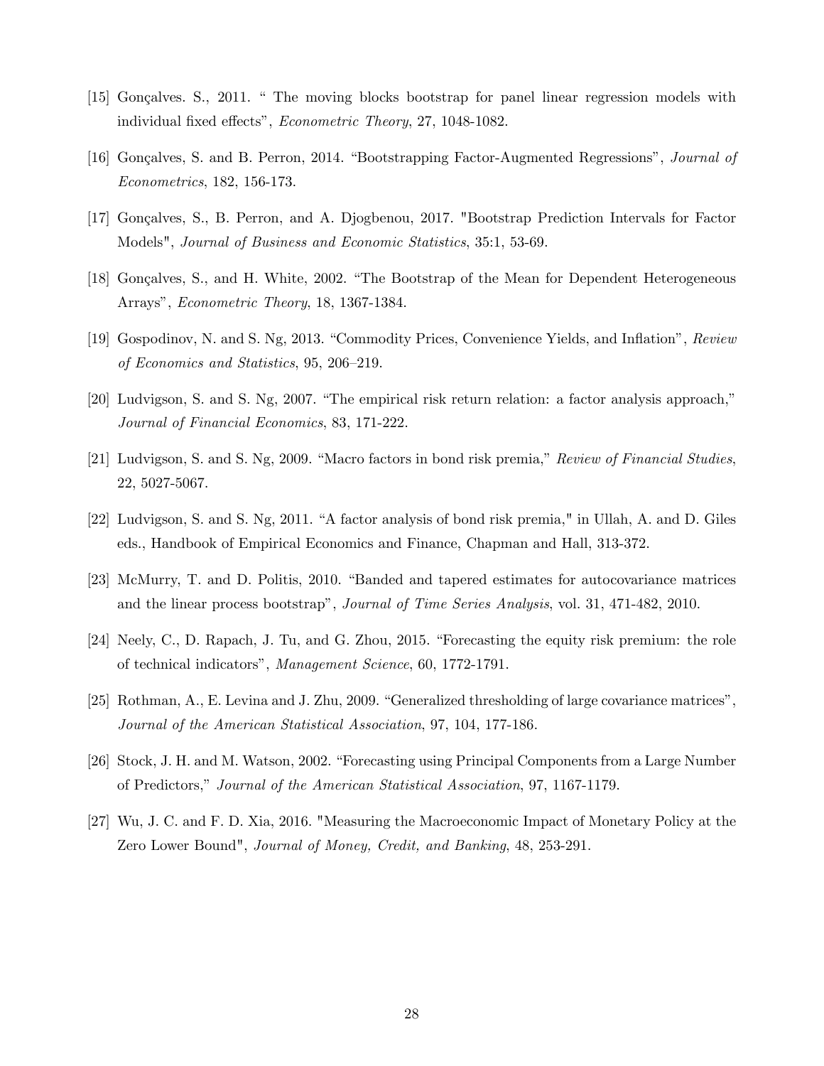[15] Gonçalves. S., 2011. " The moving blocks bootstrap for panel linear regression models with individual fixed effects", *Econometric Theory*, 27, 1048-1082.

[16] Gonçalves, S. and B. Perron, 2014. "Bootstrapping Factor-Augmented Regressions", *Journal of Econometrics*, 182, 156-173.

[17] Gonçalves, S., B. Perron, and A. Djogbenou, 2017. "Bootstrap Prediction Intervals for Factor Models", *Journal of Business and Economic Statistics*, 35:1, 53-69.

[18] Gonçalves, S., and H. White, 2002. "The Bootstrap of the Mean for Dependent Heterogeneous Arrays", *Econometric Theory*, 18, 1367-1384.

[19] Gospodinov, N. and S. Ng, 2013. "Commodity Prices, Convenience Yields, and Inflation", *Review of Economics and Statistics*, 95, 206–219.

[20] Ludvigson, S. and S. Ng, 2007. "The empirical risk return relation: a factor analysis approach," *Journal of Financial Economics*, 83, 171-222.

[21] Ludvigson, S. and S. Ng, 2009. "Macro factors in bond risk premia," *Review of Financial Studies*, 22, 5027-5067.

[22] Ludvigson, S. and S. Ng, 2011. "A factor analysis of bond risk premia," in Ullah, A. and D. Giles eds., Handbook of Empirical Economics and Finance, Chapman and Hall, 313-372.

[23] McMurry, T. and D. Politis, 2010. "Banded and tapered estimates for autocovariance matrices and the linear process bootstrap", *Journal of Time Series Analysis*, vol. 31, 471-482, 2010.

[24] Neely, C., D. Rapach, J. Tu, and G. Zhou, 2015. "Forecasting the equity risk premium: the role of technical indicators", *Management Science*, 60, 1772-1791.

[25] Rothman, A., E. Levina and J. Zhu, 2009. "Generalized thresholding of large covariance matrices", *Journal of the American Statistical Association*, 97, 104, 177-186.

[26] Stock, J. H. and M. Watson, 2002. "Forecasting using Principal Components from a Large Number of Predictors," *Journal of the American Statistical Association*, 97, 1167-1179.

[27] Wu, J. C. and F. D. Xia, 2016. "Measuring the Macroeconomic Impact of Monetary Policy at the Zero Lower Bound", *Journal of Money, Credit, and Banking*, 48, 253-291.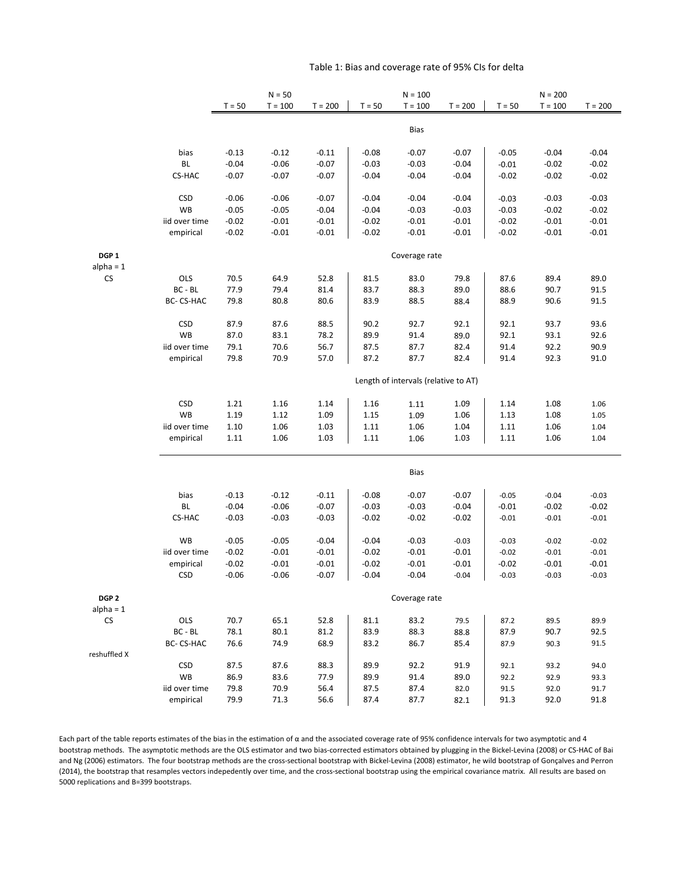Table 1: Bias and coverage rate of 95% CIs for delta

| | | N = 50 | | | N = 100 | | | N = 200 | | |
|---|---|---|---|---|---|---|---|---|---|---|
| | | T = 50 | T = 100 | T = 200 | T = 50 | T = 100 | T = 200 | T = 50 | T = 100 | T = 200 |
| | | | | | | Bias | | | | |
| | bias | -0.13 | -0.12 | -0.11 | -0.08 | -0.07 | -0.07 | -0.05 | -0.04 | -0.04 |
| | BL | -0.04 | -0.06 | -0.07 | -0.03 | -0.03 | -0.04 | -0.01 | -0.02 | -0.02 |
| | CS-HAC | -0.07 | -0.07 | -0.07 | -0.04 | -0.04 | -0.04 | -0.02 | -0.02 | -0.02 |
| | CSD | -0.06 | -0.06 | -0.07 | -0.04 | -0.04 | -0.04 | -0.03 | -0.03 | -0.03 |
| | WB | -0.05 | -0.05 | -0.04 | -0.04 | -0.03 | -0.03 | -0.03 | -0.02 | -0.02 |
| | iid over time | -0.02 | -0.01 | -0.01 | -0.02 | -0.01 | -0.01 | -0.02 | -0.01 | -0.01 |
| | empirical | -0.02 | -0.01 | -0.01 | -0.02 | -0.01 | -0.01 | -0.02 | -0.01 | -0.01 |
| **DGP 1** alpha = 1 CS | | | | | | Coverage rate | | | | |
| | OLS | 70.5 | 64.9 | 52.8 | 81.5 | 83.0 | 79.8 | 87.6 | 89.4 | 89.0 |
| | BC - BL | 77.9 | 79.4 | 81.4 | 83.7 | 88.3 | 89.0 | 88.6 | 90.7 | 91.5 |
| | BC- CS-HAC | 79.8 | 80.8 | 80.6 | 83.9 | 88.5 | 88.4 | 88.9 | 90.6 | 91.5 |
| | CSD | 87.9 | 87.6 | 88.5 | 90.2 | 92.7 | 92.1 | 92.1 | 93.7 | 93.6 |
| | WB | 87.0 | 83.1 | 78.2 | 89.9 | 91.4 | 89.0 | 92.1 | 93.1 | 92.6 |
| | iid over time | 79.1 | 70.6 | 56.7 | 87.5 | 87.7 | 82.4 | 91.4 | 92.2 | 90.9 |
| | empirical | 79.8 | 70.9 | 57.0 | 87.2 | 87.7 | 82.4 | 91.4 | 92.3 | 91.0 |
| | | | | | | Length of intervals (relative to AT) | | | | |
| | CSD | 1.21 | 1.16 | 1.14 | 1.16 | 1.11 | 1.09 | 1.14 | 1.08 | 1.06 |
| | WB | 1.19 | 1.12 | 1.09 | 1.15 | 1.09 | 1.06 | 1.13 | 1.08 | 1.05 |
| | iid over time | 1.10 | 1.06 | 1.03 | 1.11 | 1.06 | 1.04 | 1.11 | 1.06 | 1.04 |
| | empirical | 1.11 | 1.06 | 1.03 | 1.11 | 1.06 | 1.03 | 1.11 | 1.06 | 1.04 |
| | | | | | | Bias | | | | |
| | bias | -0.13 | -0.12 | -0.11 | -0.08 | -0.07 | -0.07 | -0.05 | -0.04 | -0.03 |
| | BL | -0.04 | -0.06 | -0.07 | -0.03 | -0.03 | -0.04 | -0.01 | -0.02 | -0.02 |
| | CS-HAC | -0.03 | -0.03 | -0.03 | -0.02 | -0.02 | -0.02 | -0.01 | -0.01 | -0.01 |
| | WB | -0.05 | -0.05 | -0.04 | -0.04 | -0.03 | -0.03 | -0.03 | -0.02 | -0.02 |
| | iid over time | -0.02 | -0.01 | -0.01 | -0.02 | -0.01 | -0.01 | -0.02 | -0.01 | -0.01 |
| | empirical | -0.02 | -0.01 | -0.01 | -0.02 | -0.01 | -0.01 | -0.02 | -0.01 | -0.01 |
| | CSD | -0.06 | -0.06 | -0.07 | -0.04 | -0.04 | -0.04 | -0.03 | -0.03 | -0.03 |
| **DGP 2** alpha = 1 CS reshuffled X | | | | | | Coverage rate | | | | |
| | OLS | 70.7 | 65.1 | 52.8 | 81.1 | 83.2 | 79.5 | 87.2 | 89.5 | 89.9 |
| | BC - BL | 78.1 | 80.1 | 81.2 | 83.9 | 88.3 | 88.8 | 87.9 | 90.7 | 92.5 |
| | BC- CS-HAC | 76.6 | 74.9 | 68.9 | 83.2 | 86.7 | 85.4 | 87.9 | 90.3 | 91.5 |
| | CSD | 87.5 | 87.6 | 88.3 | 89.9 | 92.2 | 91.9 | 92.1 | 93.2 | 94.0 |
| | WB | 86.9 | 83.6 | 77.9 | 89.9 | 91.4 | 89.0 | 92.2 | 92.9 | 93.3 |
| | iid over time | 79.8 | 70.9 | 56.4 | 87.5 | 87.4 | 82.0 | 91.5 | 92.0 | 91.7 |
| | empirical | 79.9 | 71.3 | 56.6 | 87.4 | 87.7 | 82.1 | 91.3 | 92.0 | 91.8 |

Each part of the table reports estimates of the bias in the estimation of α and the associated coverage rate of 95% confidence intervals for two asymptotic and 4 bootstrap methods. The asymptotic methods are the OLS estimator and two bias-corrected estimators obtained by plugging in the Bickel-Levina (2008) or CS-HAC of Bai and Ng (2006) estimators. The four bootstrap methods are the cross-sectional bootstrap with Bickel-Levina (2008) estimator, he wild bootstrap of Gonçalves and Perron (2014), the bootstrap that resamples vectors indepedently over time, and the cross-sectional bootstrap using the empirical covariance matrix. All results are based on 5000 replications and B=399 bootstraps.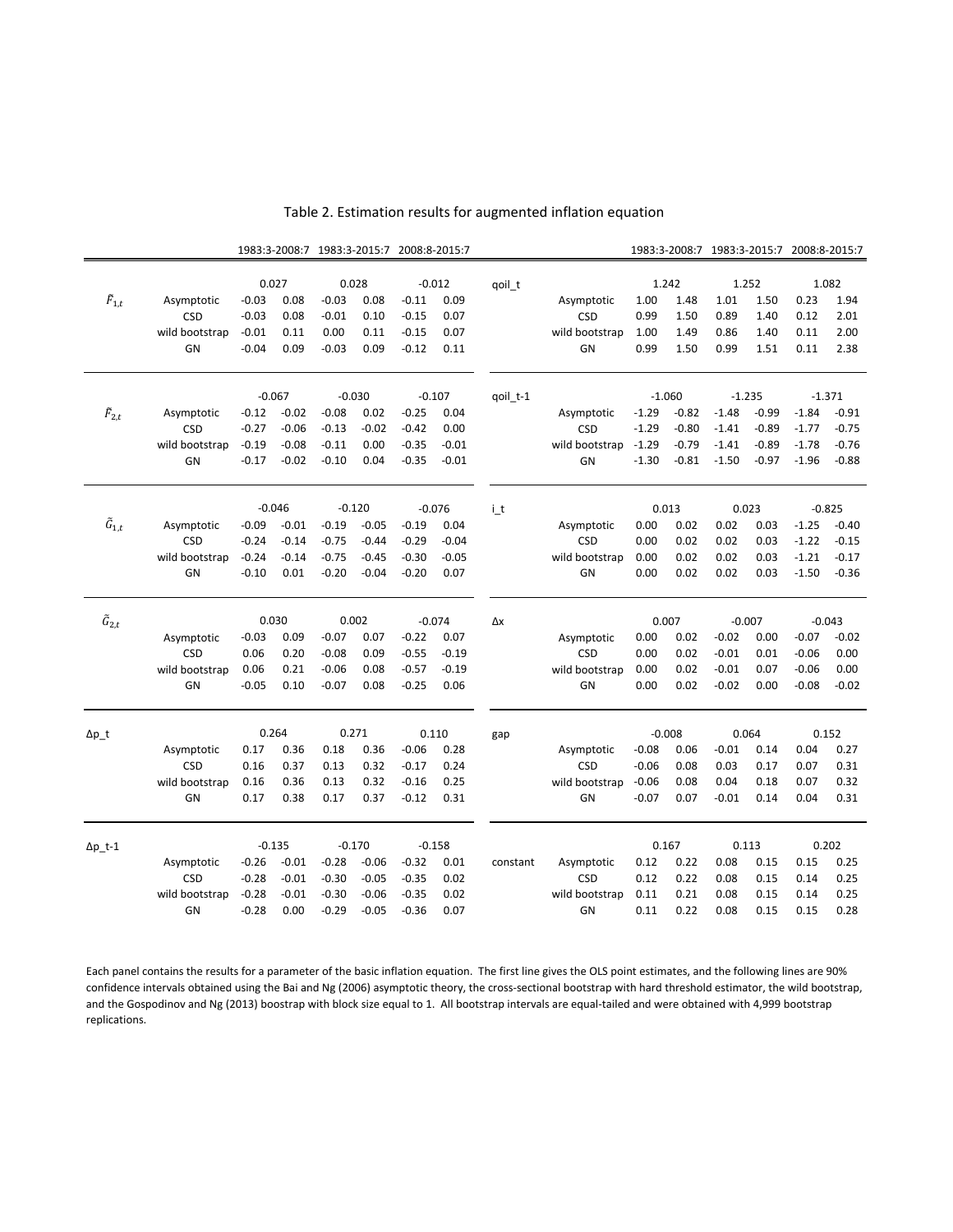# Table 2. Estimation results for augmented inflation equation

| | | 1983:3-2008:7 | | 1983:3-2015:7 | | 2008:8-2015:7 | | | | 1983:3-2008:7 | | 1983:3-2015:7 | | 2008:8-2015:7 | |
|---|---|---|---|---|---|---|---|---|---|---|---|---|---|---|---|
| $\tilde{F}_{1,t}$ | | 0.027 | | 0.028 | | -0.012 | | qoil_t | | 1.242 | | 1.252 | | 1.082 | |
| | Asymptotic | -0.03 | 0.08 | -0.03 | 0.08 | -0.11 | 0.09 | | Asymptotic | 1.00 | 1.48 | 1.01 | 1.50 | 0.23 | 1.94 |
| | CSD | -0.03 | 0.08 | -0.01 | 0.10 | -0.15 | 0.07 | | CSD | 0.99 | 1.50 | 0.89 | 1.40 | 0.12 | 2.01 |
| | wild bootstrap | -0.01 | 0.11 | 0.00 | 0.11 | -0.15 | 0.07 | | wild bootstrap | 1.00 | 1.49 | 0.86 | 1.40 | 0.11 | 2.00 |
| | GN | -0.04 | 0.09 | -0.03 | 0.09 | -0.12 | 0.11 | | GN | 0.99 | 1.50 | 0.99 | 1.51 | 0.11 | 2.38 |
| $\tilde{F}_{2,t}$ | | -0.067 | | -0.030 | | -0.107 | | qoil_t-1 | | -1.060 | | -1.235 | | -1.371 | |
| | Asymptotic | -0.12 | -0.02 | -0.08 | 0.02 | -0.25 | 0.04 | | Asymptotic | -1.29 | -0.82 | -1.48 | -0.99 | -1.84 | -0.91 |
| | CSD | -0.27 | -0.06 | -0.13 | -0.02 | -0.42 | 0.00 | | CSD | -1.29 | -0.80 | -1.41 | -0.89 | -1.77 | -0.75 |
| | wild bootstrap | -0.19 | -0.08 | -0.11 | 0.00 | -0.35 | -0.01 | | wild bootstrap | -1.29 | -0.79 | -1.41 | -0.89 | -1.78 | -0.76 |
| | GN | -0.17 | -0.02 | -0.10 | 0.04 | -0.35 | -0.01 | | GN | -1.30 | -0.81 | -1.50 | -0.97 | -1.96 | -0.88 |
| $\tilde{G}_{1,t}$ | | -0.046 | | -0.120 | | -0.076 | | i_t | | 0.013 | | 0.023 | | -0.825 | |
| | Asymptotic | -0.09 | -0.01 | -0.19 | -0.05 | -0.19 | 0.04 | | Asymptotic | 0.00 | 0.02 | 0.02 | 0.03 | -1.25 | -0.40 |
| | CSD | -0.24 | -0.14 | -0.75 | -0.44 | -0.29 | -0.04 | | CSD | 0.00 | 0.02 | 0.02 | 0.03 | -1.22 | -0.15 |
| | wild bootstrap | -0.24 | -0.14 | -0.75 | -0.45 | -0.30 | -0.05 | | wild bootstrap | 0.00 | 0.02 | 0.02 | 0.03 | -1.21 | -0.17 |
| | GN | -0.10 | 0.01 | -0.20 | -0.04 | -0.20 | 0.07 | | GN | 0.00 | 0.02 | 0.02 | 0.03 | -1.50 | -0.36 |
| $\tilde{G}_{2,t}$ | | 0.030 | | 0.002 | | -0.074 | | Δx | | 0.007 | | -0.007 | | -0.043 | |
| | Asymptotic | -0.03 | 0.09 | -0.07 | 0.07 | -0.22 | 0.07 | | Asymptotic | 0.00 | 0.02 | -0.02 | 0.00 | -0.07 | -0.02 |
| | CSD | 0.06 | 0.20 | -0.08 | 0.09 | -0.55 | -0.19 | | CSD | 0.00 | 0.02 | -0.01 | 0.01 | -0.06 | 0.00 |
| | wild bootstrap | 0.06 | 0.21 | -0.06 | 0.08 | -0.57 | -0.19 | | wild bootstrap | 0.00 | 0.02 | -0.01 | 0.07 | -0.06 | 0.00 |
| | GN | -0.05 | 0.10 | -0.07 | 0.08 | -0.25 | 0.06 | | GN | 0.00 | 0.02 | -0.02 | 0.00 | -0.08 | -0.02 |
| Δp_t | | 0.264 | | 0.271 | | 0.110 | | gap | | -0.008 | | 0.064 | | 0.152 | |
| | Asymptotic | 0.17 | 0.36 | 0.18 | 0.36 | -0.06 | 0.28 | | Asymptotic | -0.08 | 0.06 | -0.01 | 0.14 | 0.04 | 0.27 |
| | CSD | 0.16 | 0.37 | 0.13 | 0.32 | -0.17 | 0.24 | | CSD | -0.06 | 0.08 | 0.03 | 0.17 | 0.07 | 0.31 |
| | wild bootstrap | 0.16 | 0.36 | 0.13 | 0.32 | -0.16 | 0.25 | | wild bootstrap | -0.06 | 0.08 | 0.04 | 0.18 | 0.07 | 0.32 |
| | GN | 0.17 | 0.38 | 0.17 | 0.37 | -0.12 | 0.31 | | GN | -0.07 | 0.07 | -0.01 | 0.14 | 0.04 | 0.31 |
| Δp_t-1 | | -0.135 | | -0.170 | | -0.158 | | constant | | 0.167 | | 0.113 | | 0.202 | |
| | Asymptotic | -0.26 | -0.01 | -0.28 | -0.06 | -0.32 | 0.01 | | Asymptotic | 0.12 | 0.22 | 0.08 | 0.15 | 0.15 | 0.25 |
| | CSD | -0.28 | -0.01 | -0.30 | -0.05 | -0.35 | 0.02 | | CSD | 0.12 | 0.22 | 0.08 | 0.15 | 0.14 | 0.25 |
| | wild bootstrap | -0.28 | -0.01 | -0.30 | -0.06 | -0.35 | 0.02 | | wild bootstrap | 0.11 | 0.21 | 0.08 | 0.15 | 0.14 | 0.25 |
| | GN | -0.28 | 0.00 | -0.29 | -0.05 | -0.36 | 0.07 | | GN | 0.11 | 0.22 | 0.08 | 0.15 | 0.15 | 0.28 |

Each panel contains the results for a parameter of the basic inflation equation. The first line gives the OLS point estimates, and the following lines are 90% confidence intervals obtained using the Bai and Ng (2006) asymptotic theory, the cross-sectional bootstrap with hard threshold estimator, the wild bootstrap, and the Gospodinov and Ng (2013) boostrap with block size equal to 1. All bootstrap intervals are equal-tailed and were obtained with 4,999 bootstrap replications.